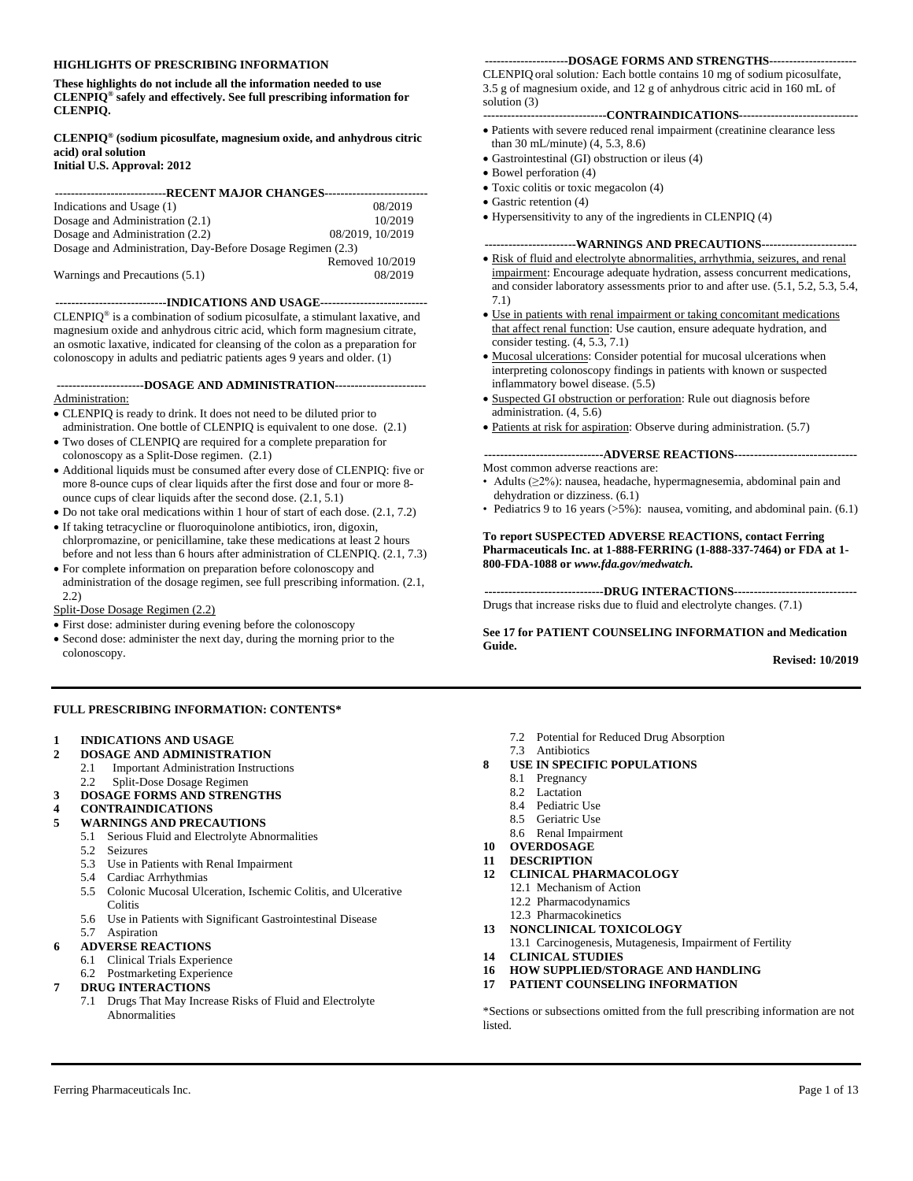**HIGHLIGHTS OF PRESCRIBING INFORMATION**

**These highlights do not include all the information needed to use CLENPIQ® safely and effectively. See full prescribing information for CLENPIQ.**

**CLENPIQ® (sodium picosulfate, magnesium oxide, and anhydrous citric acid) oral solution**
**Initial U.S. Approval: 2012**

**----------------------------RECENT MAJOR CHANGES--------------------------**

| | |
|---|---|
| Indications and Usage (1) | 08/2019 |
| Dosage and Administration (2.1) | 10/2019 |
| Dosage and Administration (2.2) | 08/2019, 10/2019 |
| Dosage and Administration, Day-Before Dosage Regimen (2.3) | Removed 10/2019 |
| Warnings and Precautions (5.1) | 08/2019 |

**----------------------------INDICATIONS AND USAGE---------------------------**

CLENPIQ® is a combination of sodium picosulfate, a stimulant laxative, and magnesium oxide and anhydrous citric acid, which form magnesium citrate, an osmotic laxative, indicated for cleansing of the colon as a preparation for colonoscopy in adults and pediatric patients ages 9 years and older. (1)

**----------------------DOSAGE AND ADMINISTRATION-----------------------**

Administration:

- CLENPIQ is ready to drink. It does not need to be diluted prior to administration. One bottle of CLENPIQ is equivalent to one dose. (2.1)
- Two doses of CLENPIQ are required for a complete preparation for colonoscopy as a Split-Dose regimen. (2.1)
- Additional liquids must be consumed after every dose of CLENPIQ: five or more 8-ounce cups of clear liquids after the first dose and four or more 8-ounce cups of clear liquids after the second dose. (2.1, 5.1)
- Do not take oral medications within 1 hour of start of each dose. (2.1, 7.2)
- If taking tetracycline or fluoroquinolone antibiotics, iron, digoxin, chlorpromazine, or penicillamine, take these medications at least 2 hours before and not less than 6 hours after administration of CLENPIQ. (2.1, 7.3)
- For complete information on preparation before colonoscopy and administration of the dosage regimen, see full prescribing information. (2.1, 2.2)

Split-Dose Dosage Regimen (2.2)

- First dose: administer during evening before the colonoscopy
- Second dose: administer the next day, during the morning prior to the colonoscopy.

**---------------------DOSAGE FORMS AND STRENGTHS---------------------**

CLENPIQ oral solution: Each bottle contains 10 mg of sodium picosulfate, 3.5 g of magnesium oxide, and 12 g of anhydrous citric acid in 160 mL of solution (3)

**-------------------------------CONTRAINDICATIONS------------------------------**

- Patients with severe reduced renal impairment (creatinine clearance less than 30 mL/minute) (4, 5.3, 8.6)
- Gastrointestinal (GI) obstruction or ileus (4)
- Bowel perforation (4)
- Toxic colitis or toxic megacolon (4)
- Gastric retention (4)
- Hypersensitivity to any of the ingredients in CLENPIQ (4)

**-----------------------WARNINGS AND PRECAUTIONS------------------------**

- Risk of fluid and electrolyte abnormalities, arrhythmia, seizures, and renal impairment: Encourage adequate hydration, assess concurrent medications, and consider laboratory assessments prior to and after use. (5.1, 5.2, 5.3, 5.4, 7.1)
- Use in patients with renal impairment or taking concomitant medications that affect renal function: Use caution, ensure adequate hydration, and consider testing. (4, 5.3, 7.1)
- Mucosal ulcerations: Consider potential for mucosal ulcerations when interpreting colonoscopy findings in patients with known or suspected inflammatory bowel disease. (5.5)
- Suspected GI obstruction or perforation: Rule out diagnosis before administration. (4, 5.6)
- Patients at risk for aspiration: Observe during administration. (5.7)

**------------------------------ADVERSE REACTIONS-------------------------------**

Most common adverse reactions are:

- Adults (≥2%): nausea, headache, hypermagnesemia, abdominal pain and dehydration or dizziness. (6.1)
- Pediatrics 9 to 16 years (>5%): nausea, vomiting, and abdominal pain. (6.1)

**To report SUSPECTED ADVERSE REACTIONS, contact Ferring Pharmaceuticals Inc. at 1-888-FERRING (1-888-337-7464) or FDA at 1-800-FDA-1088 or *www.fda.gov/medwatch.***

**------------------------------DRUG INTERACTIONS-------------------------------**

Drugs that increase risks due to fluid and electrolyte changes. (7.1)

**See 17 for PATIENT COUNSELING INFORMATION and Medication Guide.**

**Revised: 10/2019**

---

**FULL PRESCRIBING INFORMATION: CONTENTS***

**1 INDICATIONS AND USAGE**
**2 DOSAGE AND ADMINISTRATION**
- 2.1 Important Administration Instructions
- 2.2 Split-Dose Dosage Regimen

**3 DOSAGE FORMS AND STRENGTHS**
**4 CONTRAINDICATIONS**
**5 WARNINGS AND PRECAUTIONS**
- 5.1 Serious Fluid and Electrolyte Abnormalities
- 5.2 Seizures
- 5.3 Use in Patients with Renal Impairment
- 5.4 Cardiac Arrhythmias
- 5.5 Colonic Mucosal Ulceration, Ischemic Colitis, and Ulcerative Colitis
- 5.6 Use in Patients with Significant Gastrointestinal Disease
- 5.7 Aspiration

**6 ADVERSE REACTIONS**
- 6.1 Clinical Trials Experience
- 6.2 Postmarketing Experience

**7 DRUG INTERACTIONS**
- 7.1 Drugs That May Increase Risks of Fluid and Electrolyte Abnormalities
- 7.2 Potential for Reduced Drug Absorption
- 7.3 Antibiotics

**8 USE IN SPECIFIC POPULATIONS**
- 8.1 Pregnancy
- 8.2 Lactation
- 8.4 Pediatric Use
- 8.5 Geriatric Use
- 8.6 Renal Impairment

**10 OVERDOSAGE**
**11 DESCRIPTION**
**12 CLINICAL PHARMACOLOGY**
- 12.1 Mechanism of Action
- 12.2 Pharmacodynamics
- 12.3 Pharmacokinetics

**13 NONCLINICAL TOXICOLOGY**
- 13.1 Carcinogenesis, Mutagenesis, Impairment of Fertility

**14 CLINICAL STUDIES**
**16 HOW SUPPLIED/STORAGE AND HANDLING**
**17 PATIENT COUNSELING INFORMATION**

*Sections or subsections omitted from the full prescribing information are not listed.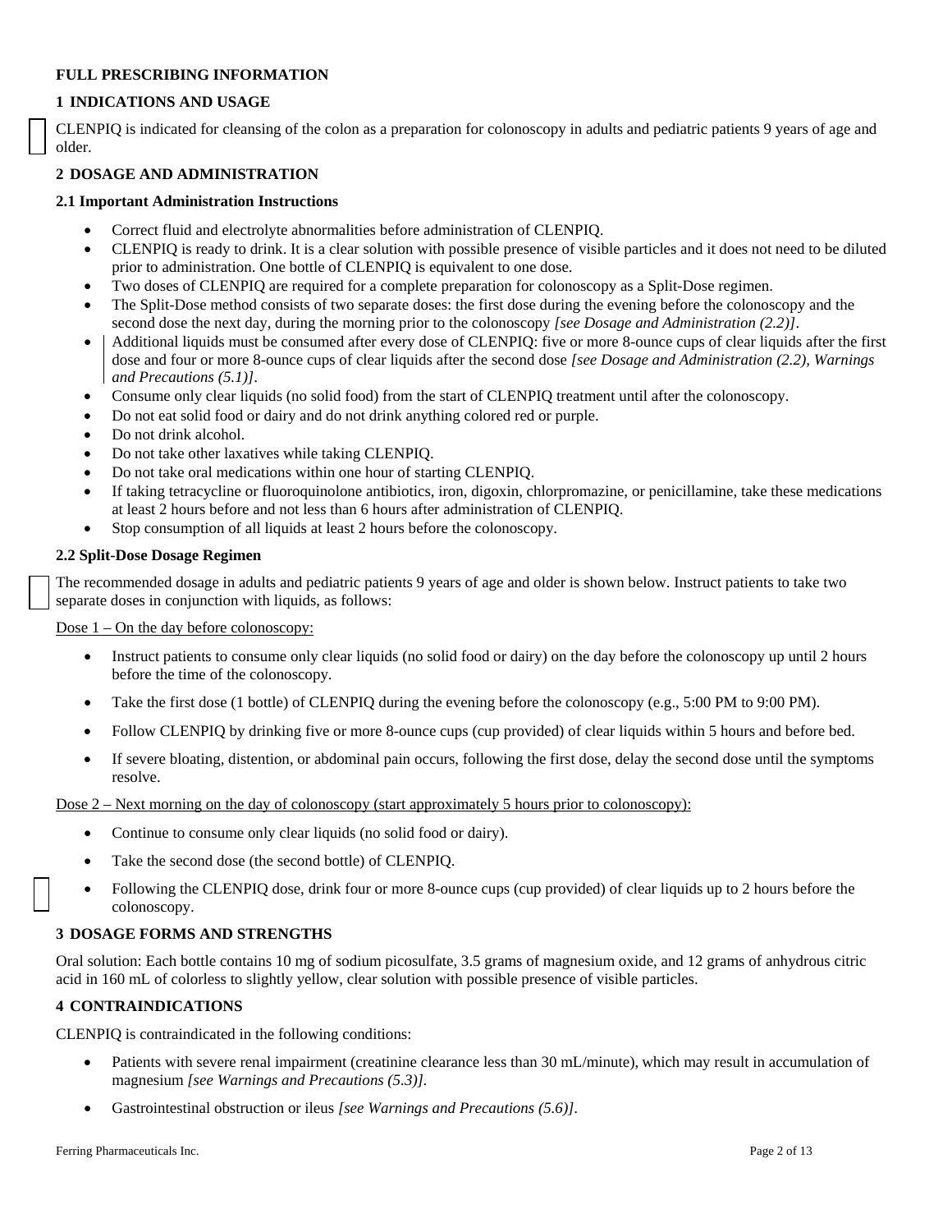## FULL PRESCRIBING INFORMATION

### 1 INDICATIONS AND USAGE

CLENPIQ is indicated for cleansing of the colon as a preparation for colonoscopy in adults and pediatric patients 9 years of age and older.

### 2 DOSAGE AND ADMINISTRATION

#### 2.1 Important Administration Instructions

- Correct fluid and electrolyte abnormalities before administration of CLENPIQ.
- CLENPIQ is ready to drink. It is a clear solution with possible presence of visible particles and it does not need to be diluted prior to administration. One bottle of CLENPIQ is equivalent to one dose.
- Two doses of CLENPIQ are required for a complete preparation for colonoscopy as a Split-Dose regimen.
- The Split-Dose method consists of two separate doses: the first dose during the evening before the colonoscopy and the second dose the next day, during the morning prior to the colonoscopy *[see Dosage and Administration (2.2)]*.
- Additional liquids must be consumed after every dose of CLENPIQ: five or more 8-ounce cups of clear liquids after the first dose and four or more 8-ounce cups of clear liquids after the second dose *[see Dosage and Administration (2.2), Warnings and Precautions (5.1)]*.
- Consume only clear liquids (no solid food) from the start of CLENPIQ treatment until after the colonoscopy.
- Do not eat solid food or dairy and do not drink anything colored red or purple.
- Do not drink alcohol.
- Do not take other laxatives while taking CLENPIQ.
- Do not take oral medications within one hour of starting CLENPIQ.
- If taking tetracycline or fluoroquinolone antibiotics, iron, digoxin, chlorpromazine, or penicillamine, take these medications at least 2 hours before and not less than 6 hours after administration of CLENPIQ.
- Stop consumption of all liquids at least 2 hours before the colonoscopy.

#### 2.2 Split-Dose Dosage Regimen

The recommended dosage in adults and pediatric patients 9 years of age and older is shown below. Instruct patients to take two separate doses in conjunction with liquids, as follows:

<u>Dose 1 – On the day before colonoscopy:</u>

- Instruct patients to consume only clear liquids (no solid food or dairy) on the day before the colonoscopy up until 2 hours before the time of the colonoscopy.
- Take the first dose (1 bottle) of CLENPIQ during the evening before the colonoscopy (e.g., 5:00 PM to 9:00 PM).
- Follow CLENPIQ by drinking five or more 8-ounce cups (cup provided) of clear liquids within 5 hours and before bed.
- If severe bloating, distention, or abdominal pain occurs, following the first dose, delay the second dose until the symptoms resolve.

<u>Dose 2 – Next morning on the day of colonoscopy (start approximately 5 hours prior to colonoscopy):</u>

- Continue to consume only clear liquids (no solid food or dairy).
- Take the second dose (the second bottle) of CLENPIQ.
- Following the CLENPIQ dose, drink four or more 8-ounce cups (cup provided) of clear liquids up to 2 hours before the colonoscopy.

### 3 DOSAGE FORMS AND STRENGTHS

Oral solution: Each bottle contains 10 mg of sodium picosulfate, 3.5 grams of magnesium oxide, and 12 grams of anhydrous citric acid in 160 mL of colorless to slightly yellow, clear solution with possible presence of visible particles.

### 4 CONTRAINDICATIONS

CLENPIQ is contraindicated in the following conditions:

- Patients with severe renal impairment (creatinine clearance less than 30 mL/minute), which may result in accumulation of magnesium *[see Warnings and Precautions (5.3)]*.
- Gastrointestinal obstruction or ileus *[see Warnings and Precautions (5.6)]*.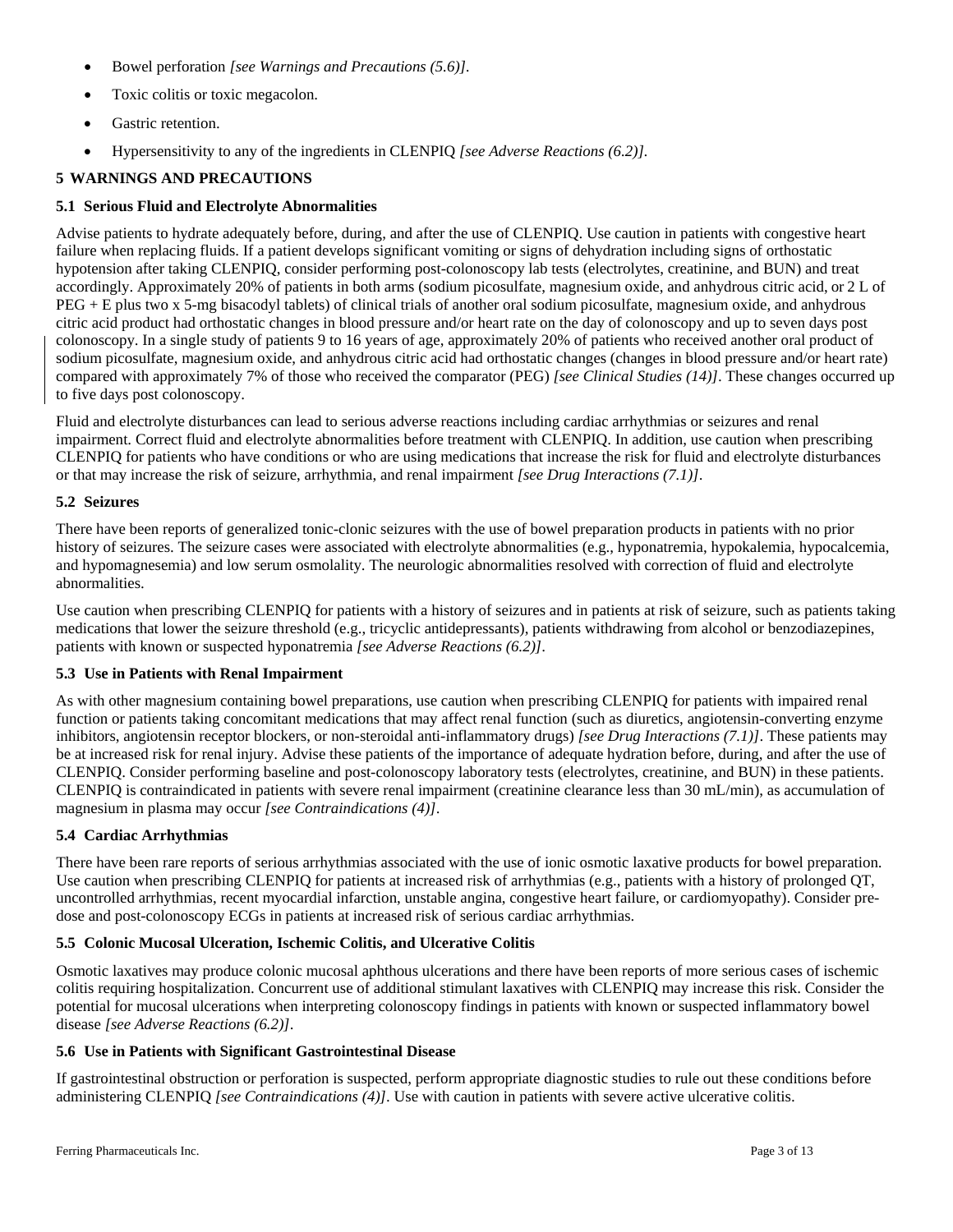- Bowel perforation *[see Warnings and Precautions (5.6)]*.
- Toxic colitis or toxic megacolon.
- Gastric retention.
- Hypersensitivity to any of the ingredients in CLENPIQ *[see Adverse Reactions (6.2)]*.

## 5 WARNINGS AND PRECAUTIONS

### 5.1 Serious Fluid and Electrolyte Abnormalities

Advise patients to hydrate adequately before, during, and after the use of CLENPIQ. Use caution in patients with congestive heart failure when replacing fluids. If a patient develops significant vomiting or signs of dehydration including signs of orthostatic hypotension after taking CLENPIQ, consider performing post-colonoscopy lab tests (electrolytes, creatinine, and BUN) and treat accordingly. Approximately 20% of patients in both arms (sodium picosulfate, magnesium oxide, and anhydrous citric acid, or 2 L of PEG + E plus two x 5-mg bisacodyl tablets) of clinical trials of another oral sodium picosulfate, magnesium oxide, and anhydrous citric acid product had orthostatic changes in blood pressure and/or heart rate on the day of colonoscopy and up to seven days post colonoscopy. In a single study of patients 9 to 16 years of age, approximately 20% of patients who received another oral product of sodium picosulfate, magnesium oxide, and anhydrous citric acid had orthostatic changes (changes in blood pressure and/or heart rate) compared with approximately 7% of those who received the comparator (PEG) *[see Clinical Studies (14)]*. These changes occurred up to five days post colonoscopy.

Fluid and electrolyte disturbances can lead to serious adverse reactions including cardiac arrhythmias or seizures and renal impairment. Correct fluid and electrolyte abnormalities before treatment with CLENPIQ. In addition, use caution when prescribing CLENPIQ for patients who have conditions or who are using medications that increase the risk for fluid and electrolyte disturbances or that may increase the risk of seizure, arrhythmia, and renal impairment *[see Drug Interactions (7.1)]*.

### 5.2 Seizures

There have been reports of generalized tonic-clonic seizures with the use of bowel preparation products in patients with no prior history of seizures. The seizure cases were associated with electrolyte abnormalities (e.g., hyponatremia, hypokalemia, hypocalcemia, and hypomagnesemia) and low serum osmolality. The neurologic abnormalities resolved with correction of fluid and electrolyte abnormalities.

Use caution when prescribing CLENPIQ for patients with a history of seizures and in patients at risk of seizure, such as patients taking medications that lower the seizure threshold (e.g., tricyclic antidepressants), patients withdrawing from alcohol or benzodiazepines, patients with known or suspected hyponatremia *[see Adverse Reactions (6.2)]*.

### 5.3 Use in Patients with Renal Impairment

As with other magnesium containing bowel preparations, use caution when prescribing CLENPIQ for patients with impaired renal function or patients taking concomitant medications that may affect renal function (such as diuretics, angiotensin-converting enzyme inhibitors, angiotensin receptor blockers, or non-steroidal anti-inflammatory drugs) *[see Drug Interactions (7.1)]*. These patients may be at increased risk for renal injury. Advise these patients of the importance of adequate hydration before, during, and after the use of CLENPIQ. Consider performing baseline and post-colonoscopy laboratory tests (electrolytes, creatinine, and BUN) in these patients. CLENPIQ is contraindicated in patients with severe renal impairment (creatinine clearance less than 30 mL/min), as accumulation of magnesium in plasma may occur *[see Contraindications (4)]*.

### 5.4 Cardiac Arrhythmias

There have been rare reports of serious arrhythmias associated with the use of ionic osmotic laxative products for bowel preparation. Use caution when prescribing CLENPIQ for patients at increased risk of arrhythmias (e.g., patients with a history of prolonged QT, uncontrolled arrhythmias, recent myocardial infarction, unstable angina, congestive heart failure, or cardiomyopathy). Consider pre-dose and post-colonoscopy ECGs in patients at increased risk of serious cardiac arrhythmias.

### 5.5 Colonic Mucosal Ulceration, Ischemic Colitis, and Ulcerative Colitis

Osmotic laxatives may produce colonic mucosal aphthous ulcerations and there have been reports of more serious cases of ischemic colitis requiring hospitalization. Concurrent use of additional stimulant laxatives with CLENPIQ may increase this risk. Consider the potential for mucosal ulcerations when interpreting colonoscopy findings in patients with known or suspected inflammatory bowel disease *[see Adverse Reactions (6.2)]*.

### 5.6 Use in Patients with Significant Gastrointestinal Disease

If gastrointestinal obstruction or perforation is suspected, perform appropriate diagnostic studies to rule out these conditions before administering CLENPIQ *[see Contraindications (4)]*. Use with caution in patients with severe active ulcerative colitis.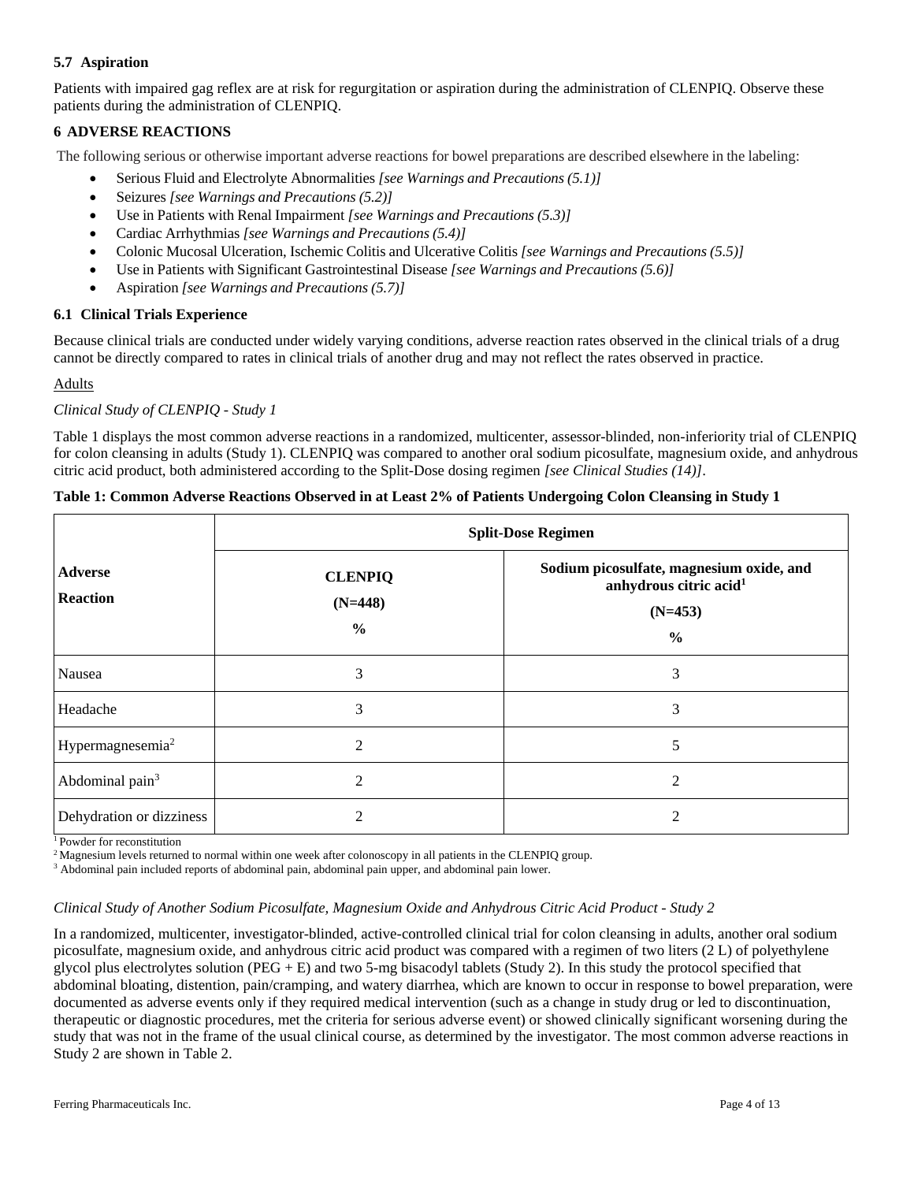### 5.7 Aspiration

Patients with impaired gag reflex are at risk for regurgitation or aspiration during the administration of CLENPIQ. Observe these patients during the administration of CLENPIQ.

## 6 ADVERSE REACTIONS

The following serious or otherwise important adverse reactions for bowel preparations are described elsewhere in the labeling:

- Serious Fluid and Electrolyte Abnormalities *[see Warnings and Precautions (5.1)]*
- Seizures *[see Warnings and Precautions (5.2)]*
- Use in Patients with Renal Impairment *[see Warnings and Precautions (5.3)]*
- Cardiac Arrhythmias *[see Warnings and Precautions (5.4)]*
- Colonic Mucosal Ulceration, Ischemic Colitis and Ulcerative Colitis *[see Warnings and Precautions (5.5)]*
- Use in Patients with Significant Gastrointestinal Disease *[see Warnings and Precautions (5.6)]*
- Aspiration *[see Warnings and Precautions (5.7)]*

### 6.1 Clinical Trials Experience

Because clinical trials are conducted under widely varying conditions, adverse reaction rates observed in the clinical trials of a drug cannot be directly compared to rates in clinical trials of another drug and may not reflect the rates observed in practice.

Adults

*Clinical Study of CLENPIQ - Study 1*

Table 1 displays the most common adverse reactions in a randomized, multicenter, assessor-blinded, non-inferiority trial of CLENPIQ for colon cleansing in adults (Study 1). CLENPIQ was compared to another oral sodium picosulfate, magnesium oxide, and anhydrous citric acid product, both administered according to the Split-Dose dosing regimen *[see Clinical Studies (14)]*.

**Table 1: Common Adverse Reactions Observed in at Least 2% of Patients Undergoing Colon Cleansing in Study 1**

| Adverse Reaction | Split-Dose Regimen | |
|---|---|---|
| | **CLENPIQ (N=448) %** | **Sodium picosulfate, magnesium oxide, and anhydrous citric acid[1] (N=453) %** |
| Nausea | 3 | 3 |
| Headache | 3 | 3 |
| Hypermagnesemia[2] | 2 | 5 |
| Abdominal pain[3] | 2 | 2 |
| Dehydration or dizziness | 2 | 2 |

[1] Powder for reconstitution
[2] Magnesium levels returned to normal within one week after colonoscopy in all patients in the CLENPIQ group.
[3] Abdominal pain included reports of abdominal pain, abdominal pain upper, and abdominal pain lower.

*Clinical Study of Another Sodium Picosulfate, Magnesium Oxide and Anhydrous Citric Acid Product - Study 2*

In a randomized, multicenter, investigator-blinded, active-controlled clinical trial for colon cleansing in adults, another oral sodium picosulfate, magnesium oxide, and anhydrous citric acid product was compared with a regimen of two liters (2 L) of polyethylene glycol plus electrolytes solution (PEG + E) and two 5-mg bisacodyl tablets (Study 2). In this study the protocol specified that abdominal bloating, distention, pain/cramping, and watery diarrhea, which are known to occur in response to bowel preparation, were documented as adverse events only if they required medical intervention (such as a change in study drug or led to discontinuation, therapeutic or diagnostic procedures, met the criteria for serious adverse event) or showed clinically significant worsening during the study that was not in the frame of the usual clinical course, as determined by the investigator. The most common adverse reactions in Study 2 are shown in Table 2.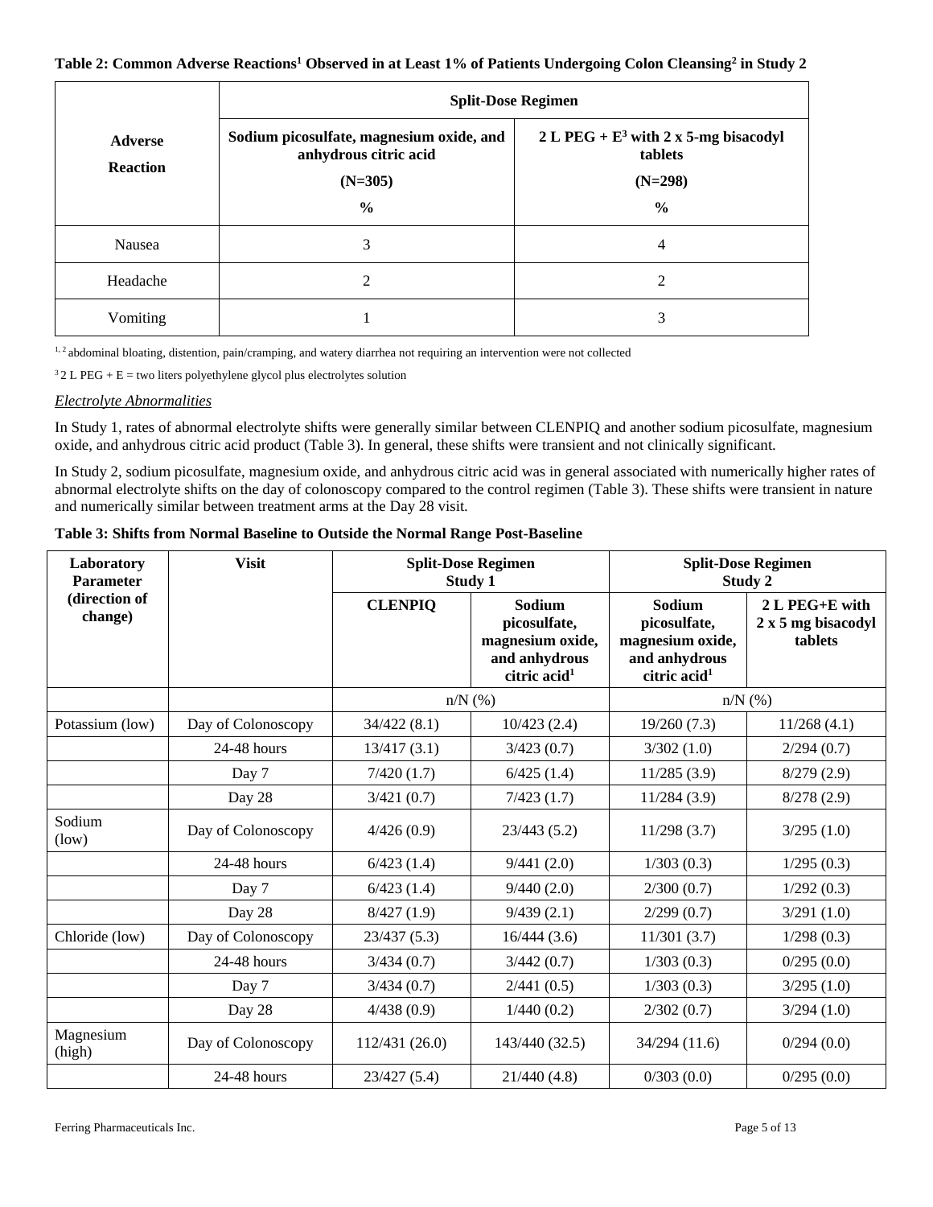**Table 2: Common Adverse Reactions[1] Observed in at Least 1% of Patients Undergoing Colon Cleansing[2] in Study 2**

| Adverse Reaction | Split-Dose Regimen | |
|---|---|---|
| | Sodium picosulfate, magnesium oxide, and anhydrous citric acid (N=305) % | 2 L PEG + E[3] with 2 x 5-mg bisacodyl tablets (N=298) % |
| Nausea | 3 | 4 |
| Headache | 2 | 2 |
| Vomiting | 1 | 3 |

[1, 2] abdominal bloating, distention, pain/cramping, and watery diarrhea not requiring an intervention were not collected

[3] 2 L PEG + E = two liters polyethylene glycol plus electrolytes solution

*Electrolyte Abnormalities*

In Study 1, rates of abnormal electrolyte shifts were generally similar between CLENPIQ and another sodium picosulfate, magnesium oxide, and anhydrous citric acid product (Table 3). In general, these shifts were transient and not clinically significant.

In Study 2, sodium picosulfate, magnesium oxide, and anhydrous citric acid was in general associated with numerically higher rates of abnormal electrolyte shifts on the day of colonoscopy compared to the control regimen (Table 3). These shifts were transient in nature and numerically similar between treatment arms at the Day 28 visit.

**Table 3: Shifts from Normal Baseline to Outside the Normal Range Post-Baseline**

| Laboratory Parameter (direction of change) | Visit | Split-Dose Regimen Study 1 | | Split-Dose Regimen Study 2 | |
|---|---|---|---|---|---|
| | | CLENPIQ | Sodium picosulfate, magnesium oxide, and anhydrous citric acid[1] | Sodium picosulfate, magnesium oxide, and anhydrous citric acid[1] | 2 L PEG+E with 2 x 5 mg bisacodyl tablets |
| | | n/N (%) | | n/N (%) | |
| Potassium (low) | Day of Colonoscopy | 34/422 (8.1) | 10/423 (2.4) | 19/260 (7.3) | 11/268 (4.1) |
| | 24-48 hours | 13/417 (3.1) | 3/423 (0.7) | 3/302 (1.0) | 2/294 (0.7) |
| | Day 7 | 7/420 (1.7) | 6/425 (1.4) | 11/285 (3.9) | 8/279 (2.9) |
| | Day 28 | 3/421 (0.7) | 7/423 (1.7) | 11/284 (3.9) | 8/278 (2.9) |
| Sodium (low) | Day of Colonoscopy | 4/426 (0.9) | 23/443 (5.2) | 11/298 (3.7) | 3/295 (1.0) |
| | 24-48 hours | 6/423 (1.4) | 9/441 (2.0) | 1/303 (0.3) | 1/295 (0.3) |
| | Day 7 | 6/423 (1.4) | 9/440 (2.0) | 2/300 (0.7) | 1/292 (0.3) |
| | Day 28 | 8/427 (1.9) | 9/439 (2.1) | 2/299 (0.7) | 3/291 (1.0) |
| Chloride (low) | Day of Colonoscopy | 23/437 (5.3) | 16/444 (3.6) | 11/301 (3.7) | 1/298 (0.3) |
| | 24-48 hours | 3/434 (0.7) | 3/442 (0.7) | 1/303 (0.3) | 0/295 (0.0) |
| | Day 7 | 3/434 (0.7) | 2/441 (0.5) | 1/303 (0.3) | 3/295 (1.0) |
| | Day 28 | 4/438 (0.9) | 1/440 (0.2) | 2/302 (0.7) | 3/294 (1.0) |
| Magnesium (high) | Day of Colonoscopy | 112/431 (26.0) | 143/440 (32.5) | 34/294 (11.6) | 0/294 (0.0) |
| | 24-48 hours | 23/427 (5.4) | 21/440 (4.8) | 0/303 (0.0) | 0/295 (0.0) |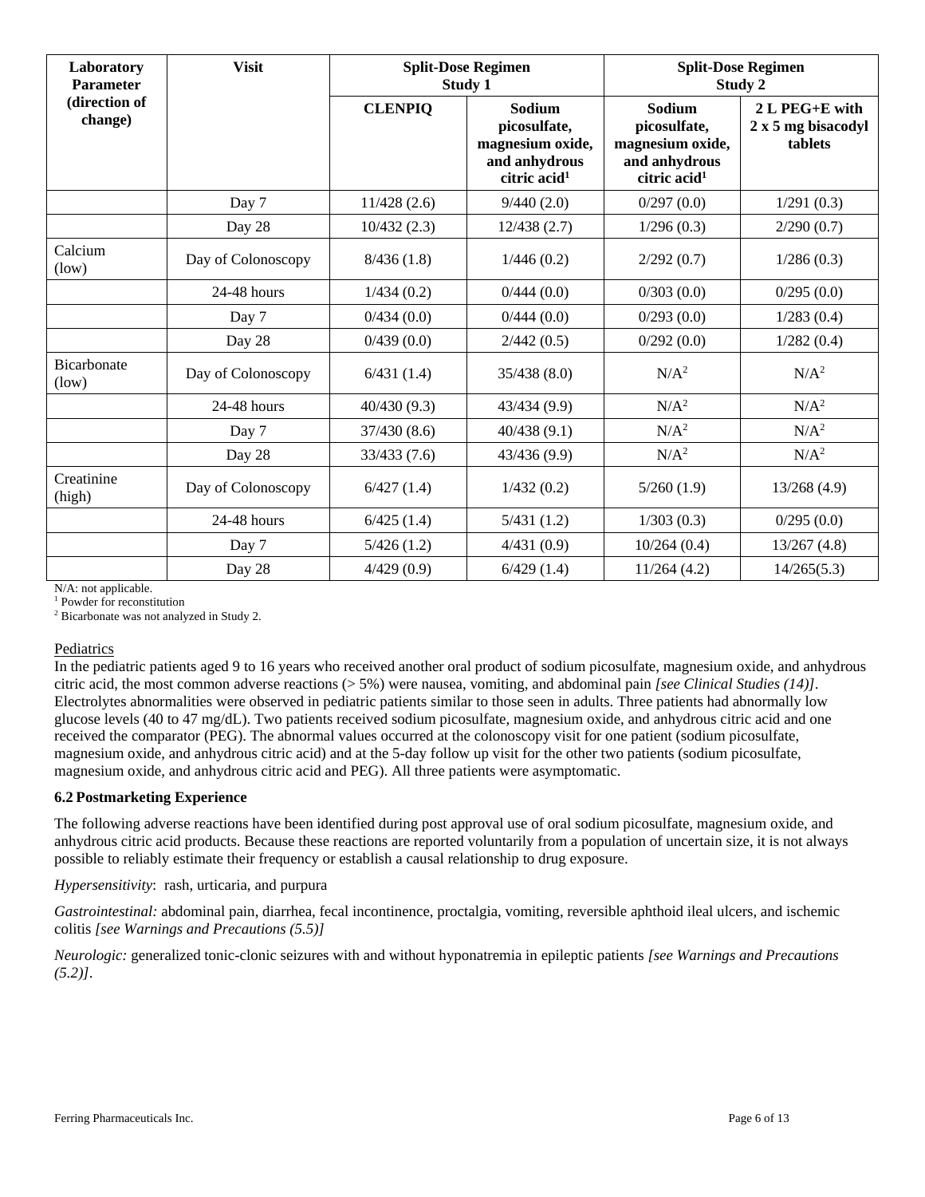| Laboratory Parameter (direction of change) | Visit | Split-Dose Regimen Study 1 | | Split-Dose Regimen Study 2 | |
|---|---|---|---|---|---|
| | | CLENPIQ | Sodium picosulfate, magnesium oxide, and anhydrous citric acid[1] | Sodium picosulfate, magnesium oxide, and anhydrous citric acid[1] | 2 L PEG+E with 2 x 5 mg bisacodyl tablets |
| | Day 7 | 11/428 (2.6) | 9/440 (2.0) | 0/297 (0.0) | 1/291 (0.3) |
| | Day 28 | 10/432 (2.3) | 12/438 (2.7) | 1/296 (0.3) | 2/290 (0.7) |
| Calcium (low) | Day of Colonoscopy | 8/436 (1.8) | 1/446 (0.2) | 2/292 (0.7) | 1/286 (0.3) |
| | 24-48 hours | 1/434 (0.2) | 0/444 (0.0) | 0/303 (0.0) | 0/295 (0.0) |
| | Day 7 | 0/434 (0.0) | 0/444 (0.0) | 0/293 (0.0) | 1/283 (0.4) |
| | Day 28 | 0/439 (0.0) | 2/442 (0.5) | 0/292 (0.0) | 1/282 (0.4) |
| Bicarbonate (low) | Day of Colonoscopy | 6/431 (1.4) | 35/438 (8.0) | N/A[2] | N/A[2] |
| | 24-48 hours | 40/430 (9.3) | 43/434 (9.9) | N/A[2] | N/A[2] |
| | Day 7 | 37/430 (8.6) | 40/438 (9.1) | N/A[2] | N/A[2] |
| | Day 28 | 33/433 (7.6) | 43/436 (9.9) | N/A[2] | N/A[2] |
| Creatinine (high) | Day of Colonoscopy | 6/427 (1.4) | 1/432 (0.2) | 5/260 (1.9) | 13/268 (4.9) |
| | 24-48 hours | 6/425 (1.4) | 5/431 (1.2) | 1/303 (0.3) | 0/295 (0.0) |
| | Day 7 | 5/426 (1.2) | 4/431 (0.9) | 10/264 (0.4) | 13/267 (4.8) |
| | Day 28 | 4/429 (0.9) | 6/429 (1.4) | 11/264 (4.2) | 14/265(5.3) |

N/A: not applicable.
[1] Powder for reconstitution
[2] Bicarbonate was not analyzed in Study 2.

Pediatrics

In the pediatric patients aged 9 to 16 years who received another oral product of sodium picosulfate, magnesium oxide, and anhydrous citric acid, the most common adverse reactions (> 5%) were nausea, vomiting, and abdominal pain *[see Clinical Studies (14)]*. Electrolytes abnormalities were observed in pediatric patients similar to those seen in adults. Three patients had abnormally low glucose levels (40 to 47 mg/dL). Two patients received sodium picosulfate, magnesium oxide, and anhydrous citric acid and one received the comparator (PEG). The abnormal values occurred at the colonoscopy visit for one patient (sodium picosulfate, magnesium oxide, and anhydrous citric acid) and at the 5-day follow up visit for the other two patients (sodium picosulfate, magnesium oxide, and anhydrous citric acid and PEG). All three patients were asymptomatic.

### 6.2 Postmarketing Experience

The following adverse reactions have been identified during post approval use of oral sodium picosulfate, magnesium oxide, and anhydrous citric acid products. Because these reactions are reported voluntarily from a population of uncertain size, it is not always possible to reliably estimate their frequency or establish a causal relationship to drug exposure.

*Hypersensitivity*: rash, urticaria, and purpura

*Gastrointestinal:* abdominal pain, diarrhea, fecal incontinence, proctalgia, vomiting, reversible aphthoid ileal ulcers, and ischemic colitis *[see Warnings and Precautions (5.5)]*

*Neurologic:* generalized tonic-clonic seizures with and without hyponatremia in epileptic patients *[see Warnings and Precautions (5.2)]*.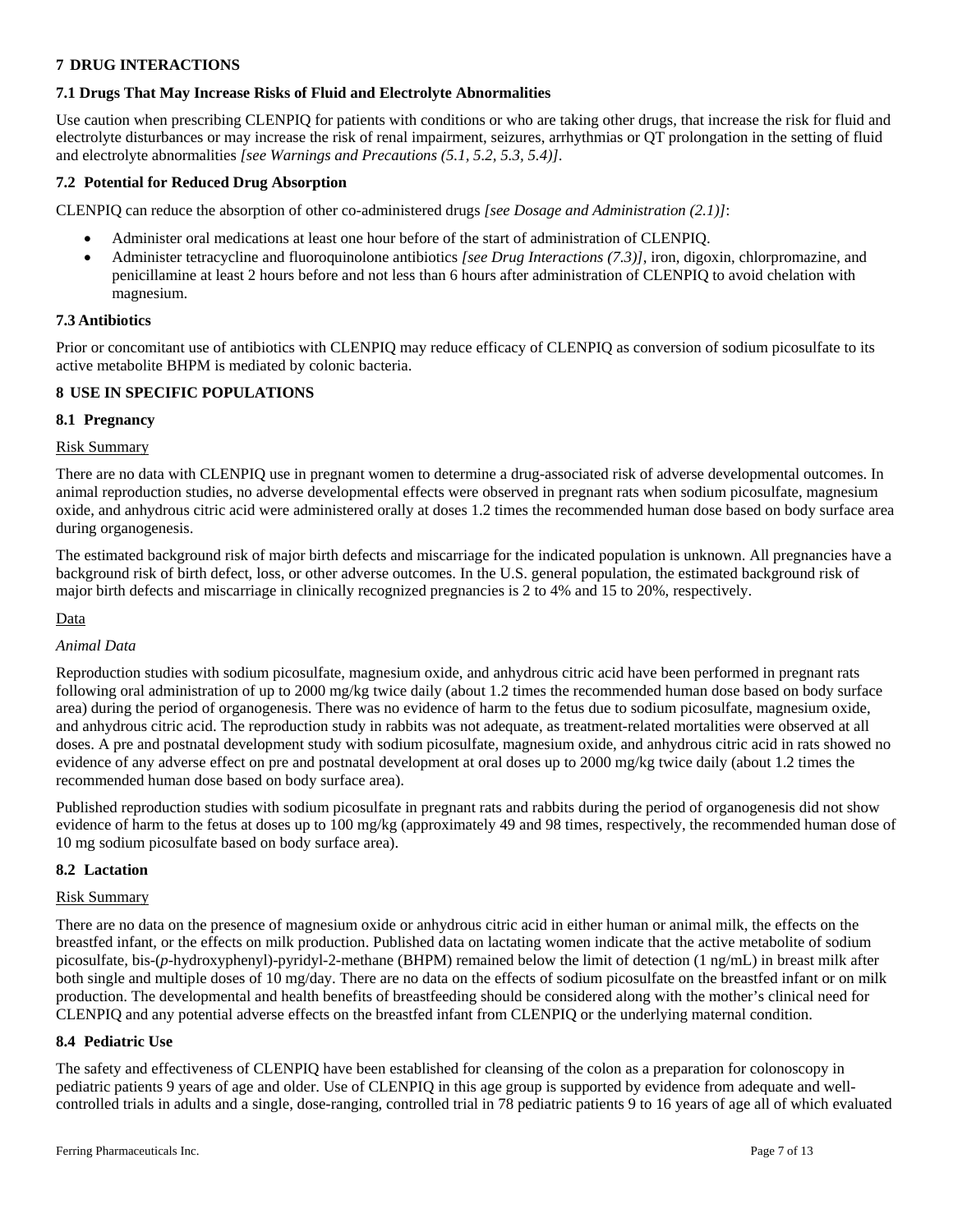## 7 DRUG INTERACTIONS

### 7.1 Drugs That May Increase Risks of Fluid and Electrolyte Abnormalities

Use caution when prescribing CLENPIQ for patients with conditions or who are taking other drugs, that increase the risk for fluid and electrolyte disturbances or may increase the risk of renal impairment, seizures, arrhythmias or QT prolongation in the setting of fluid and electrolyte abnormalities *[see Warnings and Precautions (5.1, 5.2, 5.3, 5.4)]*.

### 7.2 Potential for Reduced Drug Absorption

CLENPIQ can reduce the absorption of other co-administered drugs *[see Dosage and Administration (2.1)]*:

- Administer oral medications at least one hour before of the start of administration of CLENPIQ.
- Administer tetracycline and fluoroquinolone antibiotics *[see Drug Interactions (7.3)]*, iron, digoxin, chlorpromazine, and penicillamine at least 2 hours before and not less than 6 hours after administration of CLENPIQ to avoid chelation with magnesium.

### 7.3 Antibiotics

Prior or concomitant use of antibiotics with CLENPIQ may reduce efficacy of CLENPIQ as conversion of sodium picosulfate to its active metabolite BHPM is mediated by colonic bacteria.

## 8 USE IN SPECIFIC POPULATIONS

### 8.1 Pregnancy

Risk Summary

There are no data with CLENPIQ use in pregnant women to determine a drug-associated risk of adverse developmental outcomes. In animal reproduction studies, no adverse developmental effects were observed in pregnant rats when sodium picosulfate, magnesium oxide, and anhydrous citric acid were administered orally at doses 1.2 times the recommended human dose based on body surface area during organogenesis.

The estimated background risk of major birth defects and miscarriage for the indicated population is unknown. All pregnancies have a background risk of birth defect, loss, or other adverse outcomes. In the U.S. general population, the estimated background risk of major birth defects and miscarriage in clinically recognized pregnancies is 2 to 4% and 15 to 20%, respectively.

Data

*Animal Data*

Reproduction studies with sodium picosulfate, magnesium oxide, and anhydrous citric acid have been performed in pregnant rats following oral administration of up to 2000 mg/kg twice daily (about 1.2 times the recommended human dose based on body surface area) during the period of organogenesis. There was no evidence of harm to the fetus due to sodium picosulfate, magnesium oxide, and anhydrous citric acid. The reproduction study in rabbits was not adequate, as treatment-related mortalities were observed at all doses. A pre and postnatal development study with sodium picosulfate, magnesium oxide, and anhydrous citric acid in rats showed no evidence of any adverse effect on pre and postnatal development at oral doses up to 2000 mg/kg twice daily (about 1.2 times the recommended human dose based on body surface area).

Published reproduction studies with sodium picosulfate in pregnant rats and rabbits during the period of organogenesis did not show evidence of harm to the fetus at doses up to 100 mg/kg (approximately 49 and 98 times, respectively, the recommended human dose of 10 mg sodium picosulfate based on body surface area).

### 8.2 Lactation

Risk Summary

There are no data on the presence of magnesium oxide or anhydrous citric acid in either human or animal milk, the effects on the breastfed infant, or the effects on milk production. Published data on lactating women indicate that the active metabolite of sodium picosulfate, bis-(*p*-hydroxyphenyl)-pyridyl-2-methane (BHPM) remained below the limit of detection (1 ng/mL) in breast milk after both single and multiple doses of 10 mg/day. There are no data on the effects of sodium picosulfate on the breastfed infant or on milk production. The developmental and health benefits of breastfeeding should be considered along with the mother's clinical need for CLENPIQ and any potential adverse effects on the breastfed infant from CLENPIQ or the underlying maternal condition.

### 8.4 Pediatric Use

The safety and effectiveness of CLENPIQ have been established for cleansing of the colon as a preparation for colonoscopy in pediatric patients 9 years of age and older. Use of CLENPIQ in this age group is supported by evidence from adequate and well-controlled trials in adults and a single, dose-ranging, controlled trial in 78 pediatric patients 9 to 16 years of age all of which evaluated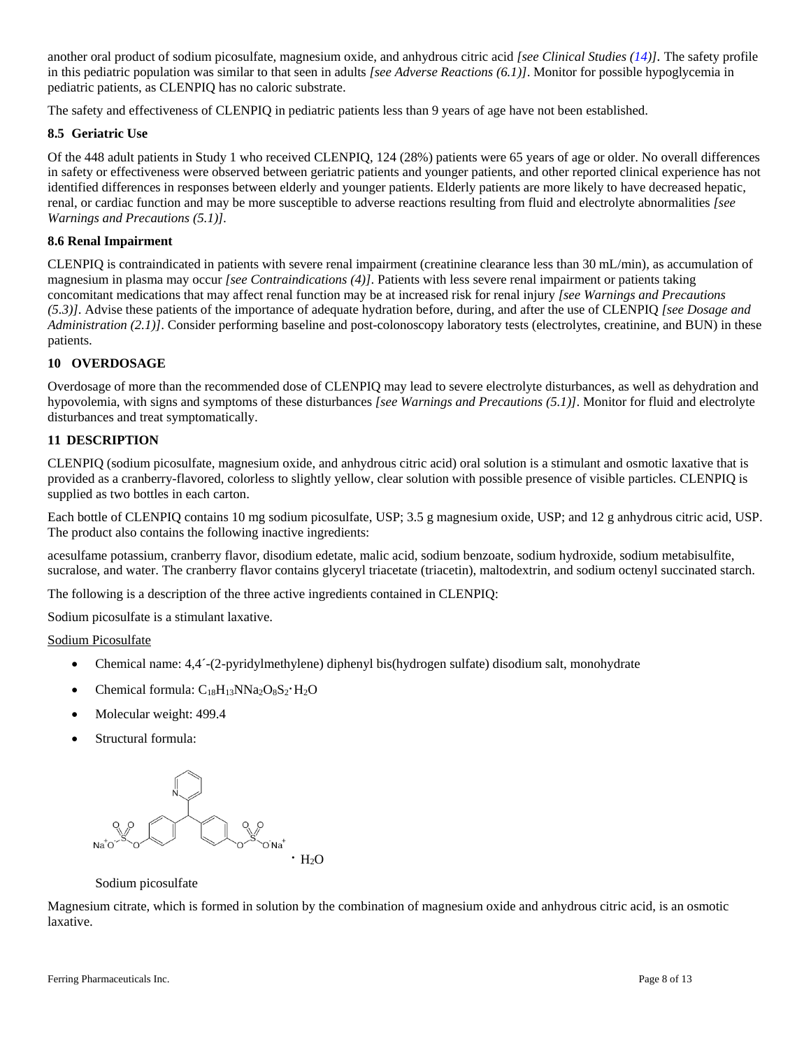another oral product of sodium picosulfate, magnesium oxide, and anhydrous citric acid *[see Clinical Studies (14)]*. The safety profile in this pediatric population was similar to that seen in adults *[see Adverse Reactions (6.1)]*. Monitor for possible hypoglycemia in pediatric patients, as CLENPIQ has no caloric substrate.

The safety and effectiveness of CLENPIQ in pediatric patients less than 9 years of age have not been established.

### 8.5 Geriatric Use

Of the 448 adult patients in Study 1 who received CLENPIQ, 124 (28%) patients were 65 years of age or older. No overall differences in safety or effectiveness were observed between geriatric patients and younger patients, and other reported clinical experience has not identified differences in responses between elderly and younger patients. Elderly patients are more likely to have decreased hepatic, renal, or cardiac function and may be more susceptible to adverse reactions resulting from fluid and electrolyte abnormalities *[see Warnings and Precautions (5.1)]*.

### 8.6 Renal Impairment

CLENPIQ is contraindicated in patients with severe renal impairment (creatinine clearance less than 30 mL/min), as accumulation of magnesium in plasma may occur *[see Contraindications (4)]*. Patients with less severe renal impairment or patients taking concomitant medications that may affect renal function may be at increased risk for renal injury *[see Warnings and Precautions (5.3)]*. Advise these patients of the importance of adequate hydration before, during, and after the use of CLENPIQ *[see Dosage and Administration (2.1)]*. Consider performing baseline and post-colonoscopy laboratory tests (electrolytes, creatinine, and BUN) in these patients.

## 10 OVERDOSAGE

Overdosage of more than the recommended dose of CLENPIQ may lead to severe electrolyte disturbances, as well as dehydration and hypovolemia, with signs and symptoms of these disturbances *[see Warnings and Precautions (5.1)]*. Monitor for fluid and electrolyte disturbances and treat symptomatically.

## 11 DESCRIPTION

CLENPIQ (sodium picosulfate, magnesium oxide, and anhydrous citric acid) oral solution is a stimulant and osmotic laxative that is provided as a cranberry-flavored, colorless to slightly yellow, clear solution with possible presence of visible particles. CLENPIQ is supplied as two bottles in each carton.

Each bottle of CLENPIQ contains 10 mg sodium picosulfate, USP; 3.5 g magnesium oxide, USP; and 12 g anhydrous citric acid, USP. The product also contains the following inactive ingredients:

acesulfame potassium, cranberry flavor, disodium edetate, malic acid, sodium benzoate, sodium hydroxide, sodium metabisulfite, sucralose, and water. The cranberry flavor contains glyceryl triacetate (triacetin), maltodextrin, and sodium octenyl succinated starch.

The following is a description of the three active ingredients contained in CLENPIQ:

Sodium picosulfate is a stimulant laxative.

Sodium Picosulfate

- Chemical name: 4,4´-(2-pyridylmethylene) diphenyl bis(hydrogen sulfate) disodium salt, monohydrate
- Chemical formula: $C_{18}H_{13}NNa_2O_8S_2 \cdot H_2O$
- Molecular weight: 499.4
- Structural formula:

Sodium picosulfate

Magnesium citrate, which is formed in solution by the combination of magnesium oxide and anhydrous citric acid, is an osmotic laxative.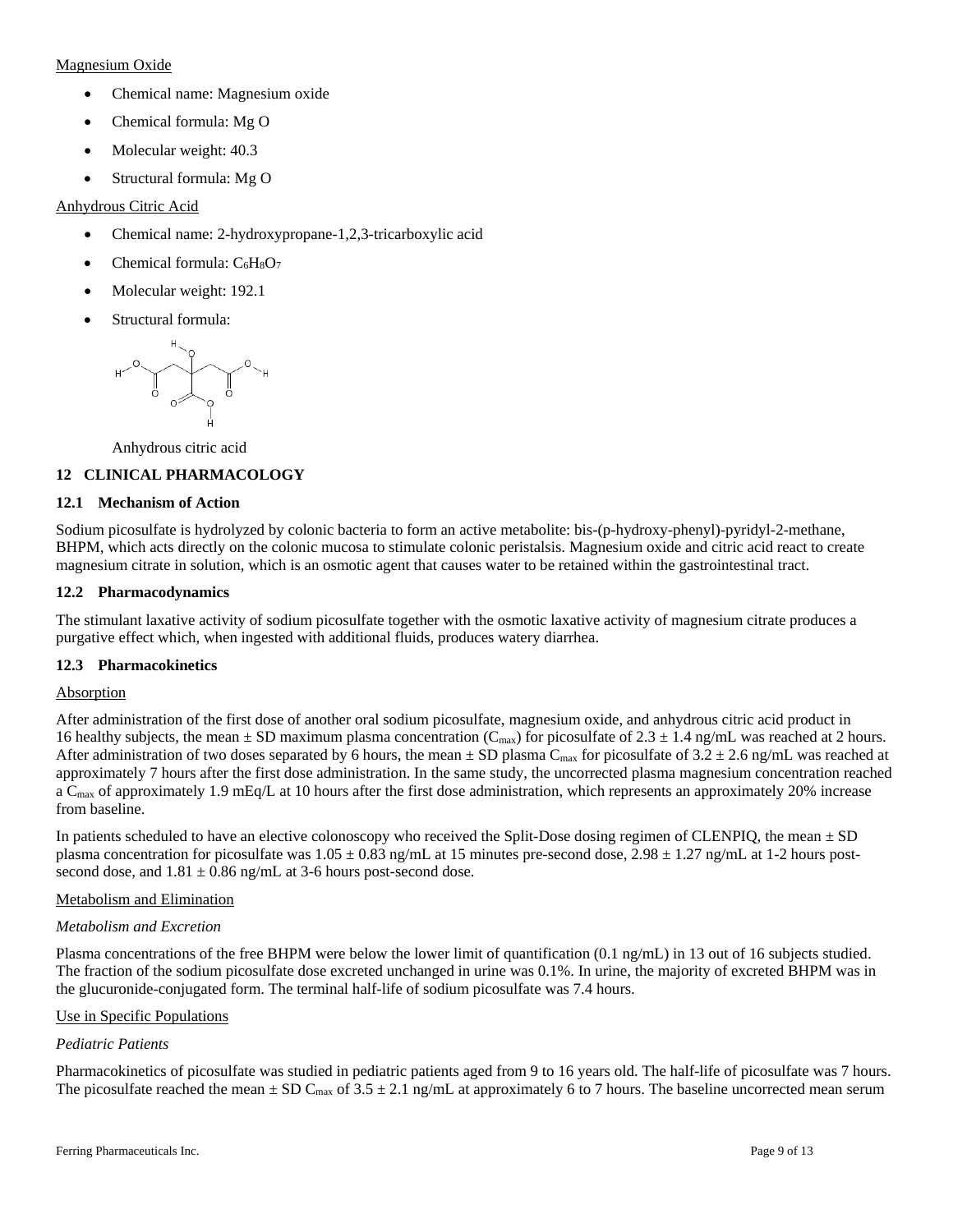Magnesium Oxide

- Chemical name: Magnesium oxide
- Chemical formula: Mg O
- Molecular weight: 40.3
- Structural formula: Mg O

Anhydrous Citric Acid

- Chemical name: 2-hydroxypropane-1,2,3-tricarboxylic acid
- Chemical formula: $C_6H_8O_7$
- Molecular weight: 192.1
- Structural formula:

Anhydrous citric acid

## 12 CLINICAL PHARMACOLOGY

### 12.1 Mechanism of Action

Sodium picosulfate is hydrolyzed by colonic bacteria to form an active metabolite: bis-(p-hydroxy-phenyl)-pyridyl-2-methane, BHPM, which acts directly on the colonic mucosa to stimulate colonic peristalsis. Magnesium oxide and citric acid react to create magnesium citrate in solution, which is an osmotic agent that causes water to be retained within the gastrointestinal tract.

### 12.2 Pharmacodynamics

The stimulant laxative activity of sodium picosulfate together with the osmotic laxative activity of magnesium citrate produces a purgative effect which, when ingested with additional fluids, produces watery diarrhea.

### 12.3 Pharmacokinetics

Absorption

After administration of the first dose of another oral sodium picosulfate, magnesium oxide, and anhydrous citric acid product in 16 healthy subjects, the mean ± SD maximum plasma concentration ($C_{max}$) for picosulfate of 2.3 ± 1.4 ng/mL was reached at 2 hours. After administration of two doses separated by 6 hours, the mean ± SD plasma $C_{max}$ for picosulfate of 3.2 ± 2.6 ng/mL was reached at approximately 7 hours after the first dose administration. In the same study, the uncorrected plasma magnesium concentration reached a $C_{max}$ of approximately 1.9 mEq/L at 10 hours after the first dose administration, which represents an approximately 20% increase from baseline.

In patients scheduled to have an elective colonoscopy who received the Split-Dose dosing regimen of CLENPIQ, the mean ± SD plasma concentration for picosulfate was 1.05 ± 0.83 ng/mL at 15 minutes pre-second dose, 2.98 ± 1.27 ng/mL at 1-2 hours post-second dose, and 1.81 ± 0.86 ng/mL at 3-6 hours post-second dose.

Metabolism and Elimination

*Metabolism and Excretion*

Plasma concentrations of the free BHPM were below the lower limit of quantification (0.1 ng/mL) in 13 out of 16 subjects studied. The fraction of the sodium picosulfate dose excreted unchanged in urine was 0.1%. In urine, the majority of excreted BHPM was in the glucuronide-conjugated form. The terminal half-life of sodium picosulfate was 7.4 hours.

Use in Specific Populations

*Pediatric Patients*

Pharmacokinetics of picosulfate was studied in pediatric patients aged from 9 to 16 years old. The half-life of picosulfate was 7 hours. The picosulfate reached the mean ± SD $C_{max}$ of 3.5 ± 2.1 ng/mL at approximately 6 to 7 hours. The baseline uncorrected mean serum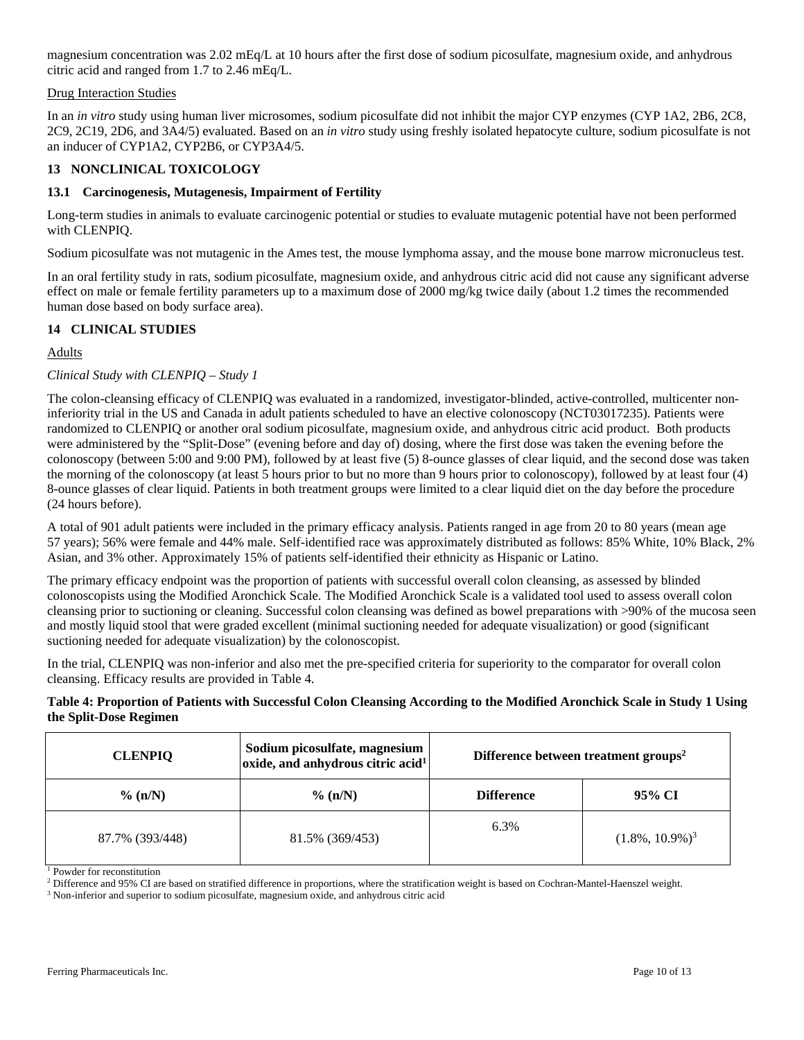magnesium concentration was 2.02 mEq/L at 10 hours after the first dose of sodium picosulfate, magnesium oxide, and anhydrous citric acid and ranged from 1.7 to 2.46 mEq/L.

Drug Interaction Studies

In an *in vitro* study using human liver microsomes, sodium picosulfate did not inhibit the major CYP enzymes (CYP 1A2, 2B6, 2C8, 2C9, 2C19, 2D6, and 3A4/5) evaluated. Based on an *in vitro* study using freshly isolated hepatocyte culture, sodium picosulfate is not an inducer of CYP1A2, CYP2B6, or CYP3A4/5.

## 13 NONCLINICAL TOXICOLOGY

### 13.1 Carcinogenesis, Mutagenesis, Impairment of Fertility

Long-term studies in animals to evaluate carcinogenic potential or studies to evaluate mutagenic potential have not been performed with CLENPIQ.

Sodium picosulfate was not mutagenic in the Ames test, the mouse lymphoma assay, and the mouse bone marrow micronucleus test.

In an oral fertility study in rats, sodium picosulfate, magnesium oxide, and anhydrous citric acid did not cause any significant adverse effect on male or female fertility parameters up to a maximum dose of 2000 mg/kg twice daily (about 1.2 times the recommended human dose based on body surface area).

## 14 CLINICAL STUDIES

Adults

*Clinical Study with CLENPIQ – Study 1*

The colon-cleansing efficacy of CLENPIQ was evaluated in a randomized, investigator-blinded, active-controlled, multicenter non-inferiority trial in the US and Canada in adult patients scheduled to have an elective colonoscopy (NCT03017235). Patients were randomized to CLENPIQ or another oral sodium picosulfate, magnesium oxide, and anhydrous citric acid product. Both products were administered by the "Split-Dose" (evening before and day of) dosing, where the first dose was taken the evening before the colonoscopy (between 5:00 and 9:00 PM), followed by at least five (5) 8-ounce glasses of clear liquid, and the second dose was taken the morning of the colonoscopy (at least 5 hours prior to but no more than 9 hours prior to colonoscopy), followed by at least four (4) 8-ounce glasses of clear liquid. Patients in both treatment groups were limited to a clear liquid diet on the day before the procedure (24 hours before).

A total of 901 adult patients were included in the primary efficacy analysis. Patients ranged in age from 20 to 80 years (mean age 57 years); 56% were female and 44% male. Self-identified race was approximately distributed as follows: 85% White, 10% Black, 2% Asian, and 3% other. Approximately 15% of patients self-identified their ethnicity as Hispanic or Latino.

The primary efficacy endpoint was the proportion of patients with successful overall colon cleansing, as assessed by blinded colonoscopists using the Modified Aronchick Scale. The Modified Aronchick Scale is a validated tool used to assess overall colon cleansing prior to suctioning or cleaning. Successful colon cleansing was defined as bowel preparations with >90% of the mucosa seen and mostly liquid stool that were graded excellent (minimal suctioning needed for adequate visualization) or good (significant suctioning needed for adequate visualization) by the colonoscopist.

In the trial, CLENPIQ was non-inferior and also met the pre-specified criteria for superiority to the comparator for overall colon cleansing. Efficacy results are provided in Table 4.

**Table 4: Proportion of Patients with Successful Colon Cleansing According to the Modified Aronchick Scale in Study 1 Using the Split-Dose Regimen**

| CLENPIQ | Sodium picosulfate, magnesium oxide, and anhydrous citric acid[1] | Difference between treatment groups[2] | |
|---|---|---|---|
| % (n/N) | % (n/N) | Difference | 95% CI |
| 87.7% (393/448) | 81.5% (369/453) | 6.3% | (1.8%, 10.9%)[3] |

[1] Powder for reconstitution
[2] Difference and 95% CI are based on stratified difference in proportions, where the stratification weight is based on Cochran-Mantel-Haenszel weight.
[3] Non-inferior and superior to sodium picosulfate, magnesium oxide, and anhydrous citric acid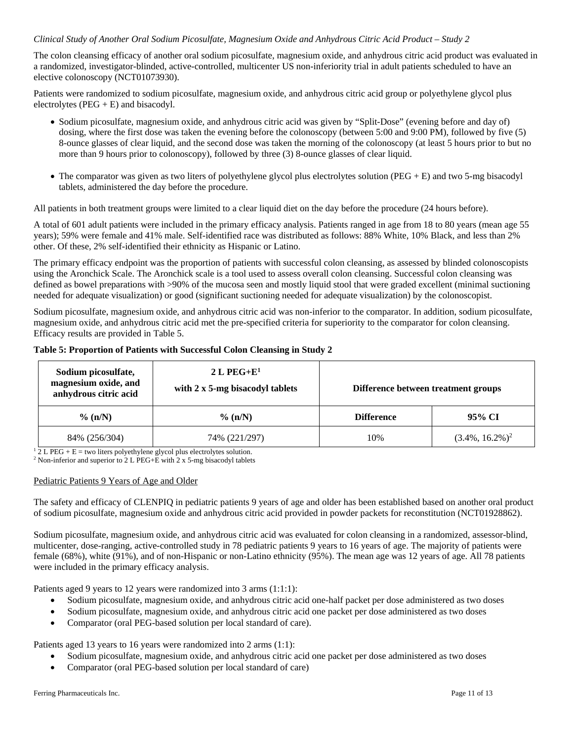*Clinical Study of Another Oral Sodium Picosulfate, Magnesium Oxide and Anhydrous Citric Acid Product – Study 2*

The colon cleansing efficacy of another oral sodium picosulfate, magnesium oxide, and anhydrous citric acid product was evaluated in a randomized, investigator-blinded, active-controlled, multicenter US non-inferiority trial in adult patients scheduled to have an elective colonoscopy (NCT01073930).

Patients were randomized to sodium picosulfate, magnesium oxide, and anhydrous citric acid group or polyethylene glycol plus electrolytes (PEG + E) and bisacodyl.

- Sodium picosulfate, magnesium oxide, and anhydrous citric acid was given by "Split-Dose" (evening before and day of) dosing, where the first dose was taken the evening before the colonoscopy (between 5:00 and 9:00 PM), followed by five (5) 8-ounce glasses of clear liquid, and the second dose was taken the morning of the colonoscopy (at least 5 hours prior to but no more than 9 hours prior to colonoscopy), followed by three (3) 8-ounce glasses of clear liquid.
- The comparator was given as two liters of polyethylene glycol plus electrolytes solution (PEG + E) and two 5-mg bisacodyl tablets, administered the day before the procedure.

All patients in both treatment groups were limited to a clear liquid diet on the day before the procedure (24 hours before).

A total of 601 adult patients were included in the primary efficacy analysis. Patients ranged in age from 18 to 80 years (mean age 55 years); 59% were female and 41% male. Self-identified race was distributed as follows: 88% White, 10% Black, and less than 2% other. Of these, 2% self-identified their ethnicity as Hispanic or Latino.

The primary efficacy endpoint was the proportion of patients with successful colon cleansing, as assessed by blinded colonoscopists using the Aronchick Scale. The Aronchick scale is a tool used to assess overall colon cleansing. Successful colon cleansing was defined as bowel preparations with >90% of the mucosa seen and mostly liquid stool that were graded excellent (minimal suctioning needed for adequate visualization) or good (significant suctioning needed for adequate visualization) by the colonoscopist.

Sodium picosulfate, magnesium oxide, and anhydrous citric acid was non-inferior to the comparator. In addition, sodium picosulfate, magnesium oxide, and anhydrous citric acid met the pre-specified criteria for superiority to the comparator for colon cleansing. Efficacy results are provided in Table 5.

**Table 5: Proportion of Patients with Successful Colon Cleansing in Study 2**

| Sodium picosulfate, magnesium oxide, and anhydrous citric acid | 2 L PEG+E[1] with 2 x 5-mg bisacodyl tablets | Difference between treatment groups | |
|---|---|---|---|
| % (n/N) | % (n/N) | Difference | 95% CI |
| 84% (256/304) | 74% (221/297) | 10% | (3.4%, 16.2%)[2] |

[1] 2 L PEG + E = two liters polyethylene glycol plus electrolytes solution.
[2] Non-inferior and superior to 2 L PEG+E with 2 x 5-mg bisacodyl tablets

Pediatric Patients 9 Years of Age and Older

The safety and efficacy of CLENPIQ in pediatric patients 9 years of age and older has been established based on another oral product of sodium picosulfate, magnesium oxide and anhydrous citric acid provided in powder packets for reconstitution (NCT01928862).

Sodium picosulfate, magnesium oxide, and anhydrous citric acid was evaluated for colon cleansing in a randomized, assessor-blind, multicenter, dose-ranging, active-controlled study in 78 pediatric patients 9 years to 16 years of age. The majority of patients were female (68%), white (91%), and of non-Hispanic or non-Latino ethnicity (95%). The mean age was 12 years of age. All 78 patients were included in the primary efficacy analysis.

Patients aged 9 years to 12 years were randomized into 3 arms (1:1:1):

- Sodium picosulfate, magnesium oxide, and anhydrous citric acid one-half packet per dose administered as two doses
- Sodium picosulfate, magnesium oxide, and anhydrous citric acid one packet per dose administered as two doses
- Comparator (oral PEG-based solution per local standard of care).

Patients aged 13 years to 16 years were randomized into 2 arms (1:1):

- Sodium picosulfate, magnesium oxide, and anhydrous citric acid one packet per dose administered as two doses
- Comparator (oral PEG-based solution per local standard of care)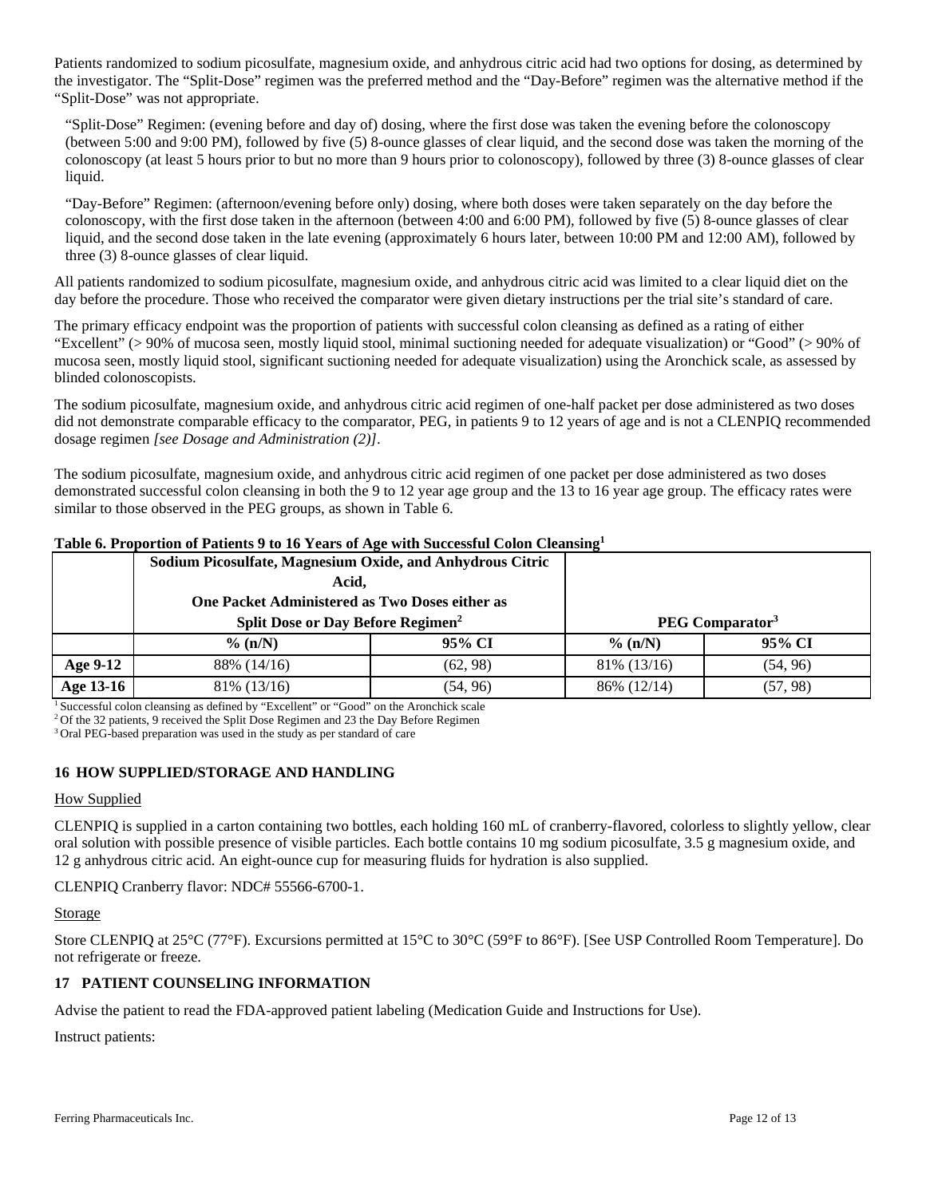Patients randomized to sodium picosulfate, magnesium oxide, and anhydrous citric acid had two options for dosing, as determined by the investigator. The "Split-Dose" regimen was the preferred method and the "Day-Before" regimen was the alternative method if the "Split-Dose" was not appropriate.

"Split-Dose" Regimen: (evening before and day of) dosing, where the first dose was taken the evening before the colonoscopy (between 5:00 and 9:00 PM), followed by five (5) 8-ounce glasses of clear liquid, and the second dose was taken the morning of the colonoscopy (at least 5 hours prior to but no more than 9 hours prior to colonoscopy), followed by three (3) 8-ounce glasses of clear liquid.

"Day-Before" Regimen: (afternoon/evening before only) dosing, where both doses were taken separately on the day before the colonoscopy, with the first dose taken in the afternoon (between 4:00 and 6:00 PM), followed by five (5) 8-ounce glasses of clear liquid, and the second dose taken in the late evening (approximately 6 hours later, between 10:00 PM and 12:00 AM), followed by three (3) 8-ounce glasses of clear liquid.

All patients randomized to sodium picosulfate, magnesium oxide, and anhydrous citric acid was limited to a clear liquid diet on the day before the procedure. Those who received the comparator were given dietary instructions per the trial site's standard of care.

The primary efficacy endpoint was the proportion of patients with successful colon cleansing as defined as a rating of either "Excellent" (> 90% of mucosa seen, mostly liquid stool, minimal suctioning needed for adequate visualization) or "Good" (> 90% of mucosa seen, mostly liquid stool, significant suctioning needed for adequate visualization) using the Aronchick scale, as assessed by blinded colonoscopists.

The sodium picosulfate, magnesium oxide, and anhydrous citric acid regimen of one-half packet per dose administered as two doses did not demonstrate comparable efficacy to the comparator, PEG, in patients 9 to 12 years of age and is not a CLENPIQ recommended dosage regimen *[see Dosage and Administration (2)]*.

The sodium picosulfate, magnesium oxide, and anhydrous citric acid regimen of one packet per dose administered as two doses demonstrated successful colon cleansing in both the 9 to 12 year age group and the 13 to 16 year age group. The efficacy rates were similar to those observed in the PEG groups, as shown in Table 6.

**Table 6. Proportion of Patients 9 to 16 Years of Age with Successful Colon Cleansing[1]**

| | **Sodium Picosulfate, Magnesium Oxide, and Anhydrous Citric Acid, One Packet Administered as Two Doses either as Split Dose or Day Before Regimen[2]** | | **PEG Comparator[3]** | |
|---|---|---|---|---|
| | **% (n/N)** | **95% CI** | **% (n/N)** | **95% CI** |
| **Age 9-12** | 88% (14/16) | (62, 98) | 81% (13/16) | (54, 96) |
| **Age 13-16** | 81% (13/16) | (54, 96) | 86% (12/14) | (57, 98) |

[1] Successful colon cleansing as defined by "Excellent" or "Good" on the Aronchick scale
[2] Of the 32 patients, 9 received the Split Dose Regimen and 23 the Day Before Regimen
[3] Oral PEG-based preparation was used in the study as per standard of care

## 16 HOW SUPPLIED/STORAGE AND HANDLING

How Supplied

CLENPIQ is supplied in a carton containing two bottles, each holding 160 mL of cranberry-flavored, colorless to slightly yellow, clear oral solution with possible presence of visible particles. Each bottle contains 10 mg sodium picosulfate, 3.5 g magnesium oxide, and 12 g anhydrous citric acid. An eight-ounce cup for measuring fluids for hydration is also supplied.

CLENPIQ Cranberry flavor: NDC# 55566-6700-1.

Storage

Store CLENPIQ at 25°C (77°F). Excursions permitted at 15°C to 30°C (59°F to 86°F). [See USP Controlled Room Temperature]. Do not refrigerate or freeze.

## 17 PATIENT COUNSELING INFORMATION

Advise the patient to read the FDA-approved patient labeling (Medication Guide and Instructions for Use).

Instruct patients: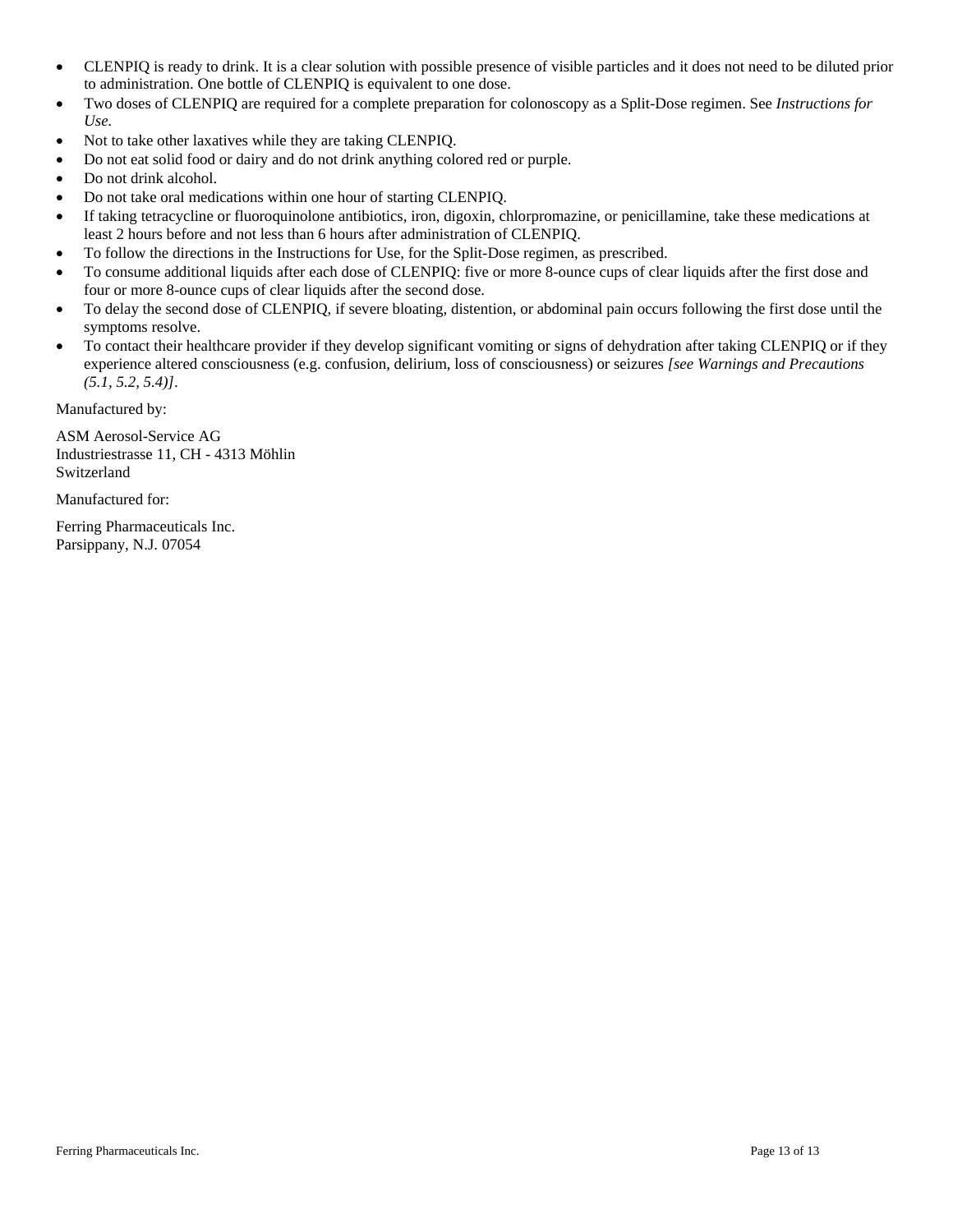- CLENPIQ is ready to drink. It is a clear solution with possible presence of visible particles and it does not need to be diluted prior to administration. One bottle of CLENPIQ is equivalent to one dose.
- Two doses of CLENPIQ are required for a complete preparation for colonoscopy as a Split-Dose regimen. See *Instructions for Use.*
- Not to take other laxatives while they are taking CLENPIQ.
- Do not eat solid food or dairy and do not drink anything colored red or purple.
- Do not drink alcohol.
- Do not take oral medications within one hour of starting CLENPIQ.
- If taking tetracycline or fluoroquinolone antibiotics, iron, digoxin, chlorpromazine, or penicillamine, take these medications at least 2 hours before and not less than 6 hours after administration of CLENPIQ.
- To follow the directions in the Instructions for Use, for the Split-Dose regimen, as prescribed.
- To consume additional liquids after each dose of CLENPIQ: five or more 8-ounce cups of clear liquids after the first dose and four or more 8-ounce cups of clear liquids after the second dose.
- To delay the second dose of CLENPIQ, if severe bloating, distention, or abdominal pain occurs following the first dose until the symptoms resolve.
- To contact their healthcare provider if they develop significant vomiting or signs of dehydration after taking CLENPIQ or if they experience altered consciousness (e.g. confusion, delirium, loss of consciousness) or seizures *[see Warnings and Precautions (5.1, 5.2, 5.4)]*.

Manufactured by:

ASM Aerosol-Service AG
Industriestrasse 11, CH - 4313 Möhlin
Switzerland

Manufactured for:

Ferring Pharmaceuticals Inc.
Parsippany, N.J. 07054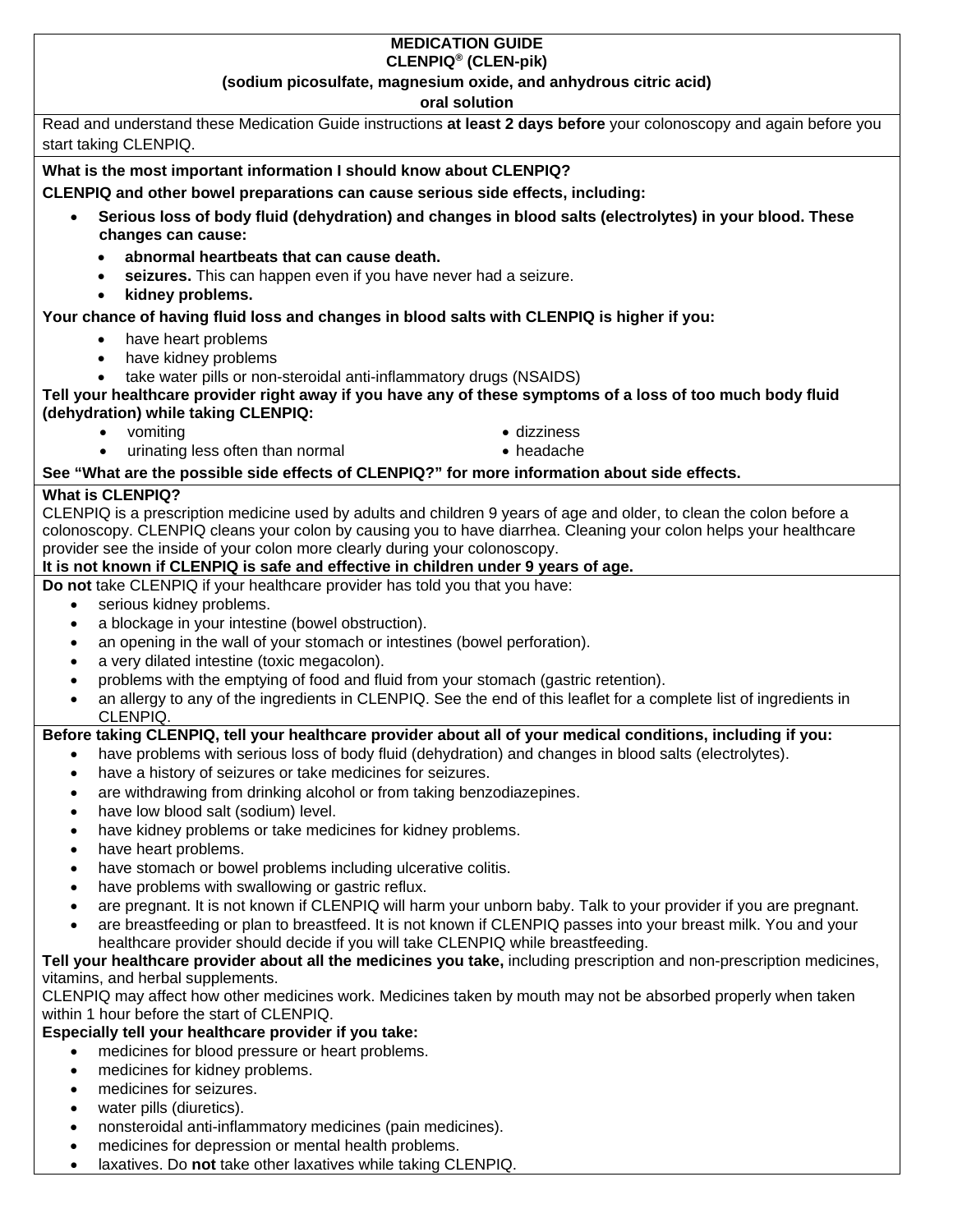# MEDICATION GUIDE
## CLENPIQ® (CLEN-pik)
### (sodium picosulfate, magnesium oxide, and anhydrous citric acid)
### oral solution

Read and understand these Medication Guide instructions **at least 2 days before** your colonoscopy and again before you start taking CLENPIQ.

**What is the most important information I should know about CLENPIQ?**

**CLENPIQ and other bowel preparations can cause serious side effects, including:**

- **Serious loss of body fluid (dehydration) and changes in blood salts (electrolytes) in your blood. These changes can cause:**
  - **abnormal heartbeats that can cause death.**
  - **seizures.** This can happen even if you have never had a seizure.
  - **kidney problems.**

**Your chance of having fluid loss and changes in blood salts with CLENPIQ is higher if you:**

- have heart problems
- have kidney problems
- take water pills or non-steroidal anti-inflammatory drugs (NSAIDS)

**Tell your healthcare provider right away if you have any of these symptoms of a loss of too much body fluid (dehydration) while taking CLENPIQ:**

- vomiting
- urinating less often than normal
- dizziness
- headache

**See "What are the possible side effects of CLENPIQ?" for more information about side effects.**

**What is CLENPIQ?**

CLENPIQ is a prescription medicine used by adults and children 9 years of age and older, to clean the colon before a colonoscopy. CLENPIQ cleans your colon by causing you to have diarrhea. Cleaning your colon helps your healthcare provider see the inside of your colon more clearly during your colonoscopy.

**It is not known if CLENPIQ is safe and effective in children under 9 years of age.**

**Do not** take CLENPIQ if your healthcare provider has told you that you have:

- serious kidney problems.
- a blockage in your intestine (bowel obstruction).
- an opening in the wall of your stomach or intestines (bowel perforation).
- a very dilated intestine (toxic megacolon).
- problems with the emptying of food and fluid from your stomach (gastric retention).
- an allergy to any of the ingredients in CLENPIQ. See the end of this leaflet for a complete list of ingredients in CLENPIQ.

**Before taking CLENPIQ, tell your healthcare provider about all of your medical conditions, including if you:**

- have problems with serious loss of body fluid (dehydration) and changes in blood salts (electrolytes).
- have a history of seizures or take medicines for seizures.
- are withdrawing from drinking alcohol or from taking benzodiazepines.
- have low blood salt (sodium) level.
- have kidney problems or take medicines for kidney problems.
- have heart problems.
- have stomach or bowel problems including ulcerative colitis.
- have problems with swallowing or gastric reflux.
- are pregnant. It is not known if CLENPIQ will harm your unborn baby. Talk to your provider if you are pregnant.
- are breastfeeding or plan to breastfeed. It is not known if CLENPIQ passes into your breast milk. You and your healthcare provider should decide if you will take CLENPIQ while breastfeeding.

**Tell your healthcare provider about all the medicines you take,** including prescription and non-prescription medicines, vitamins, and herbal supplements.

CLENPIQ may affect how other medicines work. Medicines taken by mouth may not be absorbed properly when taken within 1 hour before the start of CLENPIQ.

**Especially tell your healthcare provider if you take:**

- medicines for blood pressure or heart problems.
- medicines for kidney problems.
- medicines for seizures.
- water pills (diuretics).
- nonsteroidal anti-inflammatory medicines (pain medicines).
- medicines for depression or mental health problems.
- laxatives. Do **not** take other laxatives while taking CLENPIQ.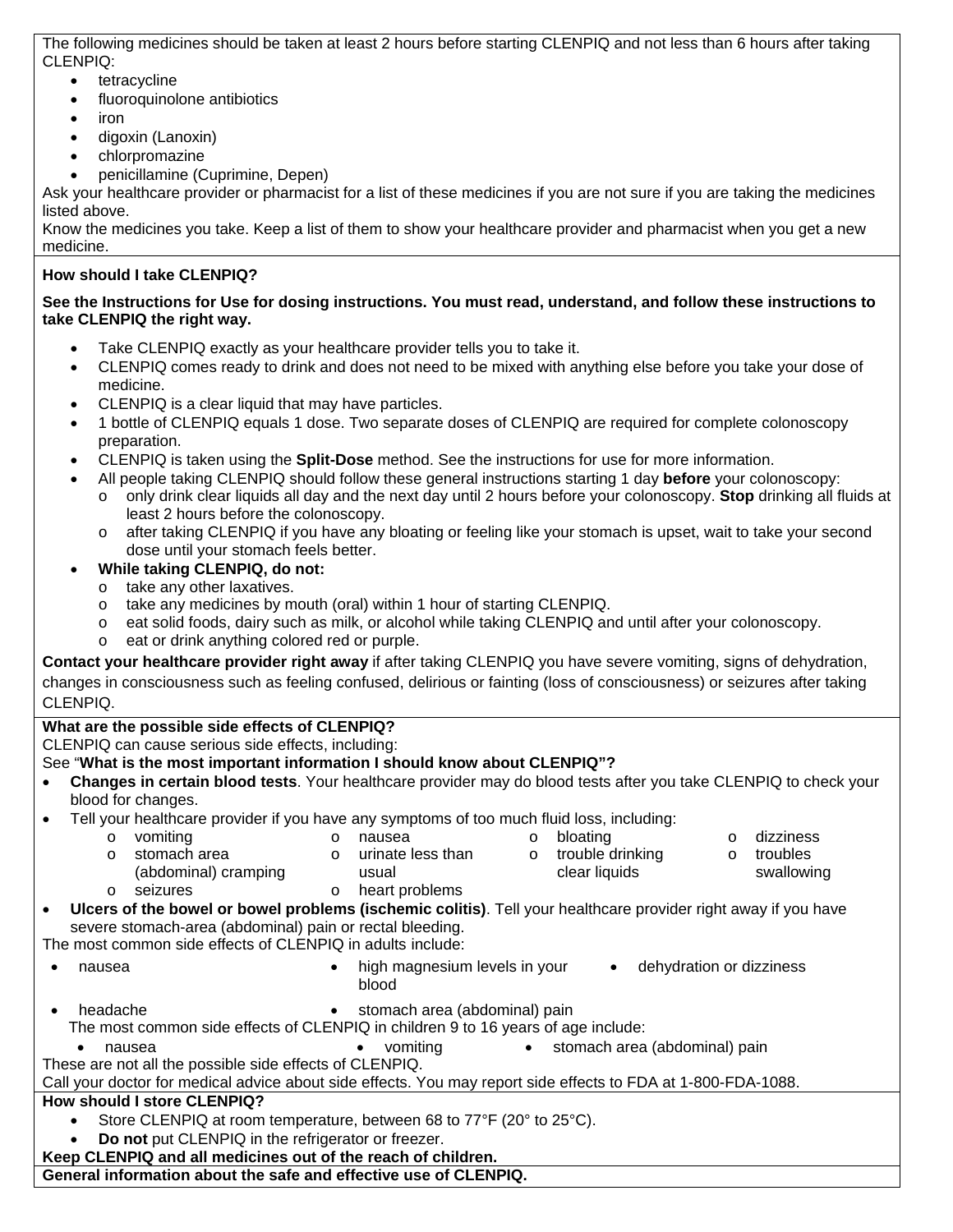The following medicines should be taken at least 2 hours before starting CLENPIQ and not less than 6 hours after taking CLENPIQ:

- tetracycline
- fluoroquinolone antibiotics
- iron
- digoxin (Lanoxin)
- chlorpromazine
- penicillamine (Cuprimine, Depen)

Ask your healthcare provider or pharmacist for a list of these medicines if you are not sure if you are taking the medicines listed above.

Know the medicines you take. Keep a list of them to show your healthcare provider and pharmacist when you get a new medicine.

**How should I take CLENPIQ?**

**See the Instructions for Use for dosing instructions. You must read, understand, and follow these instructions to take CLENPIQ the right way.**

- Take CLENPIQ exactly as your healthcare provider tells you to take it.
- CLENPIQ comes ready to drink and does not need to be mixed with anything else before you take your dose of medicine.
- CLENPIQ is a clear liquid that may have particles.
- 1 bottle of CLENPIQ equals 1 dose. Two separate doses of CLENPIQ are required for complete colonoscopy preparation.
- CLENPIQ is taken using the **Split-Dose** method. See the instructions for use for more information.
- All people taking CLENPIQ should follow these general instructions starting 1 day **before** your colonoscopy:
  - only drink clear liquids all day and the next day until 2 hours before your colonoscopy. **Stop** drinking all fluids at least 2 hours before the colonoscopy.
  - after taking CLENPIQ if you have any bloating or feeling like your stomach is upset, wait to take your second dose until your stomach feels better.
- **While taking CLENPIQ, do not:**
  - take any other laxatives.
  - take any medicines by mouth (oral) within 1 hour of starting CLENPIQ.
  - eat solid foods, dairy such as milk, or alcohol while taking CLENPIQ and until after your colonoscopy.
  - eat or drink anything colored red or purple.

**Contact your healthcare provider right away** if after taking CLENPIQ you have severe vomiting, signs of dehydration, changes in consciousness such as feeling confused, delirious or fainting (loss of consciousness) or seizures after taking CLENPIQ.

**What are the possible side effects of CLENPIQ?**

CLENPIQ can cause serious side effects, including:

See "**What is the most important information I should know about CLENPIQ"?**

- **Changes in certain blood tests**. Your healthcare provider may do blood tests after you take CLENPIQ to check your blood for changes.
- Tell your healthcare provider if you have any symptoms of too much fluid loss, including:
  - vomiting
  - nausea
  - bloating
  - dizziness
  - stomach area (abdominal) cramping
  - urinate less than usual
  - trouble drinking clear liquids
  - troubles swallowing
  - seizures
  - heart problems
- **Ulcers of the bowel or bowel problems (ischemic colitis)**. Tell your healthcare provider right away if you have severe stomach-area (abdominal) pain or rectal bleeding.

The most common side effects of CLENPIQ in adults include:

- nausea
- high magnesium levels in your blood
- dehydration or dizziness
- headache
- stomach area (abdominal) pain

The most common side effects of CLENPIQ in children 9 to 16 years of age include:

- nausea
- vomiting
- stomach area (abdominal) pain

These are not all the possible side effects of CLENPIQ.

Call your doctor for medical advice about side effects. You may report side effects to FDA at 1-800-FDA-1088.

**How should I store CLENPIQ?**

- Store CLENPIQ at room temperature, between 68 to 77°F (20° to 25°C).
- **Do not** put CLENPIQ in the refrigerator or freezer.

**Keep CLENPIQ and all medicines out of the reach of children.**

**General information about the safe and effective use of CLENPIQ.**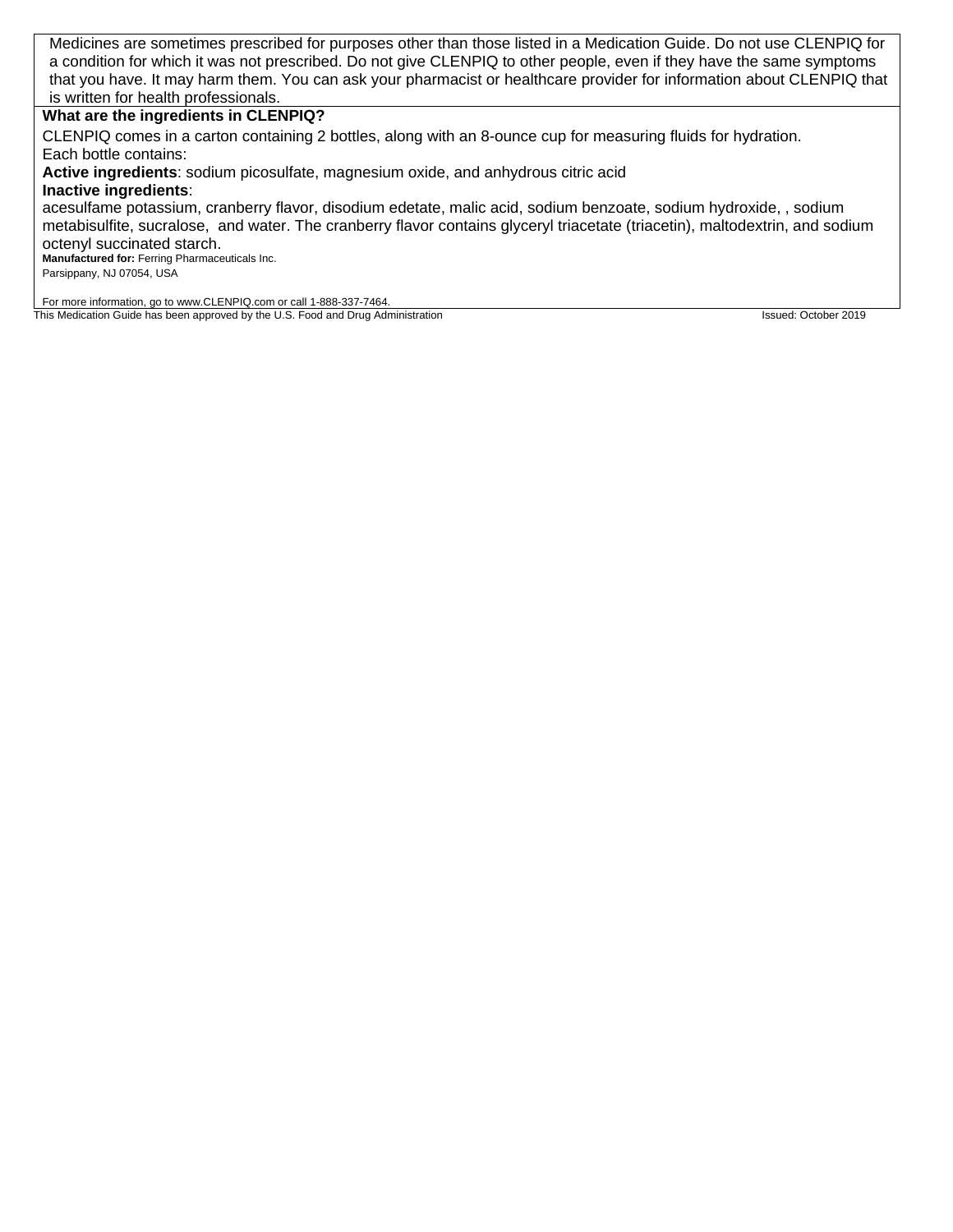Medicines are sometimes prescribed for purposes other than those listed in a Medication Guide. Do not use CLENPIQ for a condition for which it was not prescribed. Do not give CLENPIQ to other people, even if they have the same symptoms that you have. It may harm them. You can ask your pharmacist or healthcare provider for information about CLENPIQ that is written for health professionals.

**What are the ingredients in CLENPIQ?**

CLENPIQ comes in a carton containing 2 bottles, along with an 8-ounce cup for measuring fluids for hydration.
Each bottle contains:

**Active ingredients**: sodium picosulfate, magnesium oxide, and anhydrous citric acid

**Inactive ingredients**:
acesulfame potassium, cranberry flavor, disodium edetate, malic acid, sodium benzoate, sodium hydroxide, , sodium metabisulfite, sucralose, and water. The cranberry flavor contains glyceryl triacetate (triacetin), maltodextrin, and sodium octenyl succinated starch.

**Manufactured for:** Ferring Pharmaceuticals Inc.
Parsippany, NJ 07054, USA

For more information, go to www.CLENPIQ.com or call 1-888-337-7464.

This Medication Guide has been approved by the U.S. Food and Drug Administration Issued: October 2019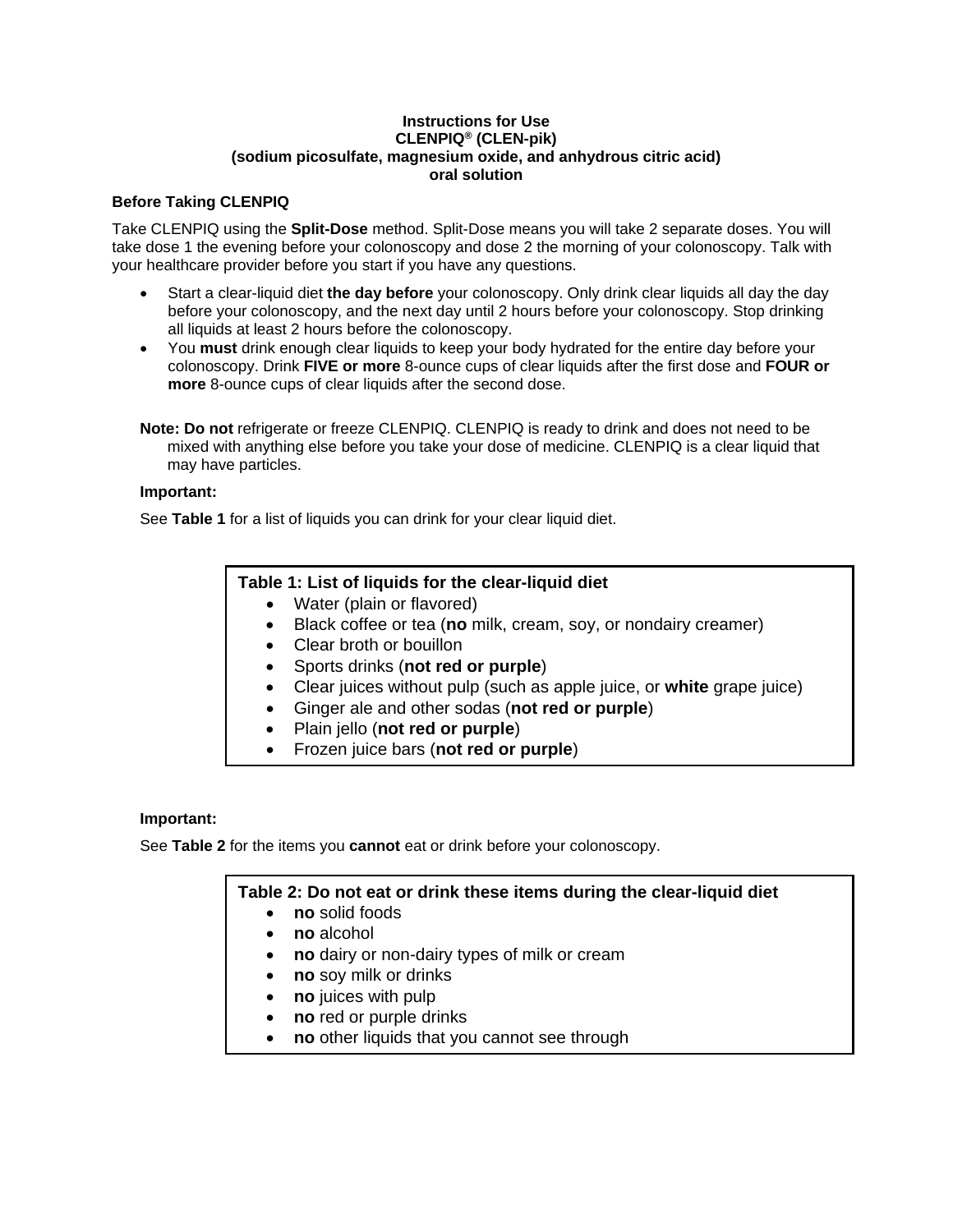**Instructions for Use**
**CLENPIQ® (CLEN-pik)**
**(sodium picosulfate, magnesium oxide, and anhydrous citric acid)**
**oral solution**

### Before Taking CLENPIQ

Take CLENPIQ using the **Split-Dose** method. Split-Dose means you will take 2 separate doses. You will take dose 1 the evening before your colonoscopy and dose 2 the morning of your colonoscopy. Talk with your healthcare provider before you start if you have any questions.

- Start a clear-liquid diet **the day before** your colonoscopy. Only drink clear liquids all day the day before your colonoscopy, and the next day until 2 hours before your colonoscopy. Stop drinking all liquids at least 2 hours before the colonoscopy.
- You **must** drink enough clear liquids to keep your body hydrated for the entire day before your colonoscopy. Drink **FIVE or more** 8-ounce cups of clear liquids after the first dose and **FOUR or more** 8-ounce cups of clear liquids after the second dose.

**Note: Do not** refrigerate or freeze CLENPIQ. CLENPIQ is ready to drink and does not need to be mixed with anything else before you take your dose of medicine. CLENPIQ is a clear liquid that may have particles.

**Important:**

See **Table 1** for a list of liquids you can drink for your clear liquid diet.

| **Table 1: List of liquids for the clear-liquid diet** |
|---|
| • Water (plain or flavored) |
| • Black coffee or tea (**no** milk, cream, soy, or nondairy creamer) |
| • Clear broth or bouillon |
| • Sports drinks (**not red or purple**) |
| • Clear juices without pulp (such as apple juice, or **white** grape juice) |
| • Ginger ale and other sodas (**not red or purple**) |
| • Plain jello (**not red or purple**) |
| • Frozen juice bars (**not red or purple**) |

**Important:**

See **Table 2** for the items you **cannot** eat or drink before your colonoscopy.

| **Table 2: Do not eat or drink these items during the clear-liquid diet** |
|---|
| • **no** solid foods |
| • **no** alcohol |
| • **no** dairy or non-dairy types of milk or cream |
| • **no** soy milk or drinks |
| • **no** juices with pulp |
| • **no** red or purple drinks |
| • **no** other liquids that you cannot see through |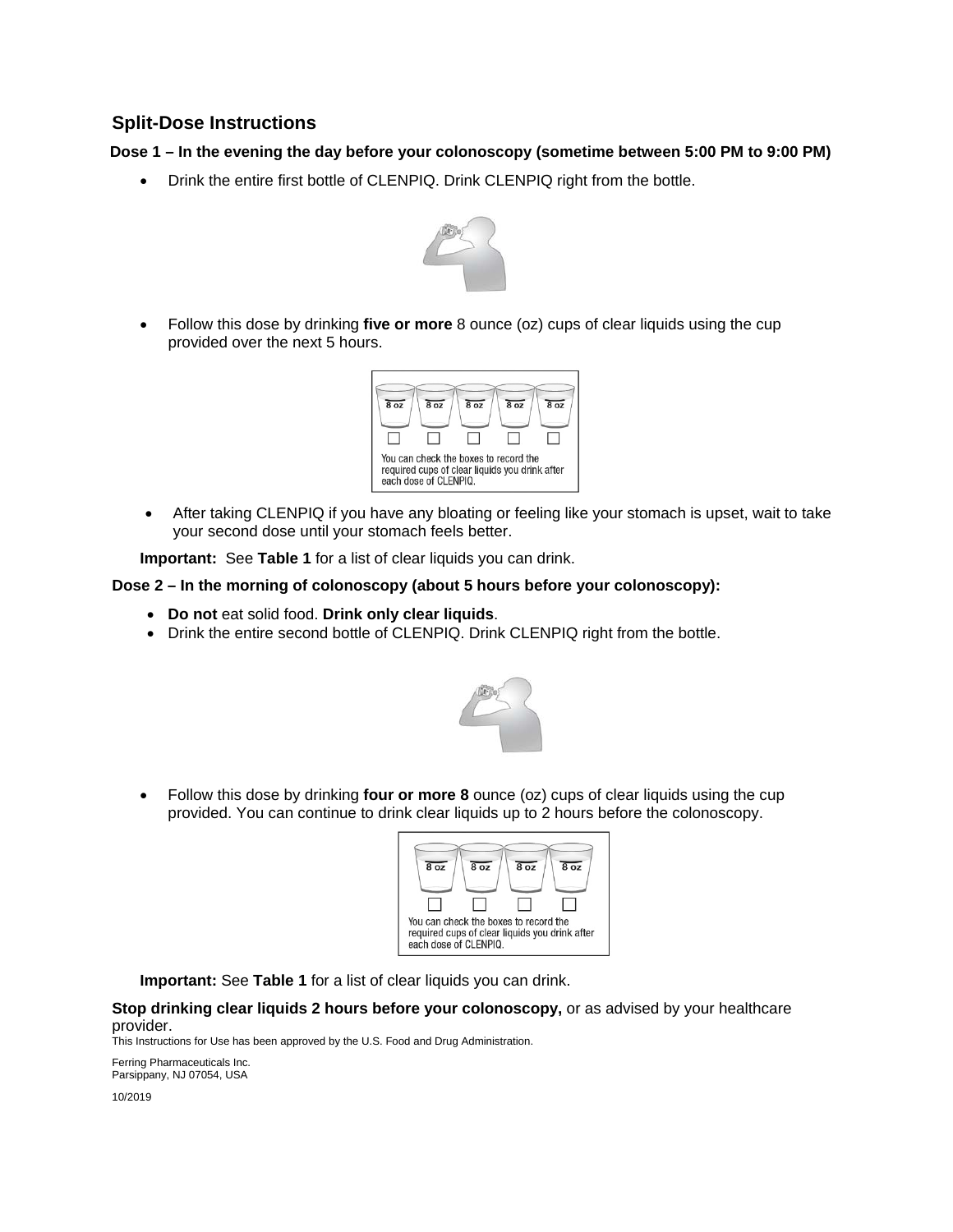## Split-Dose Instructions

**Dose 1 – In the evening the day before your colonoscopy (sometime between 5:00 PM to 9:00 PM)**

- Drink the entire first bottle of CLENPIQ. Drink CLENPIQ right from the bottle.

- Follow this dose by drinking **five or more** 8 ounce (oz) cups of clear liquids using the cup provided over the next 5 hours.

8 oz 8 oz 8 oz 8 oz 8 oz

You can check the boxes to record the required cups of clear liquids you drink after each dose of CLENPIQ.

- After taking CLENPIQ if you have any bloating or feeling like your stomach is upset, wait to take your second dose until your stomach feels better.

**Important:** See **Table 1** for a list of clear liquids you can drink.

**Dose 2 – In the morning of colonoscopy (about 5 hours before your colonoscopy):**

- **Do not** eat solid food. **Drink only clear liquids**.
- Drink the entire second bottle of CLENPIQ. Drink CLENPIQ right from the bottle.

- Follow this dose by drinking **four or more 8** ounce (oz) cups of clear liquids using the cup provided. You can continue to drink clear liquids up to 2 hours before the colonoscopy.

8 oz 8 oz 8 oz 8 oz

You can check the boxes to record the required cups of clear liquids you drink after each dose of CLENPIQ.

**Important:** See **Table 1** for a list of clear liquids you can drink.

**Stop drinking clear liquids 2 hours before your colonoscopy,** or as advised by your healthcare provider.

This Instructions for Use has been approved by the U.S. Food and Drug Administration.

Ferring Pharmaceuticals Inc.
Parsippany, NJ 07054, USA

10/2019